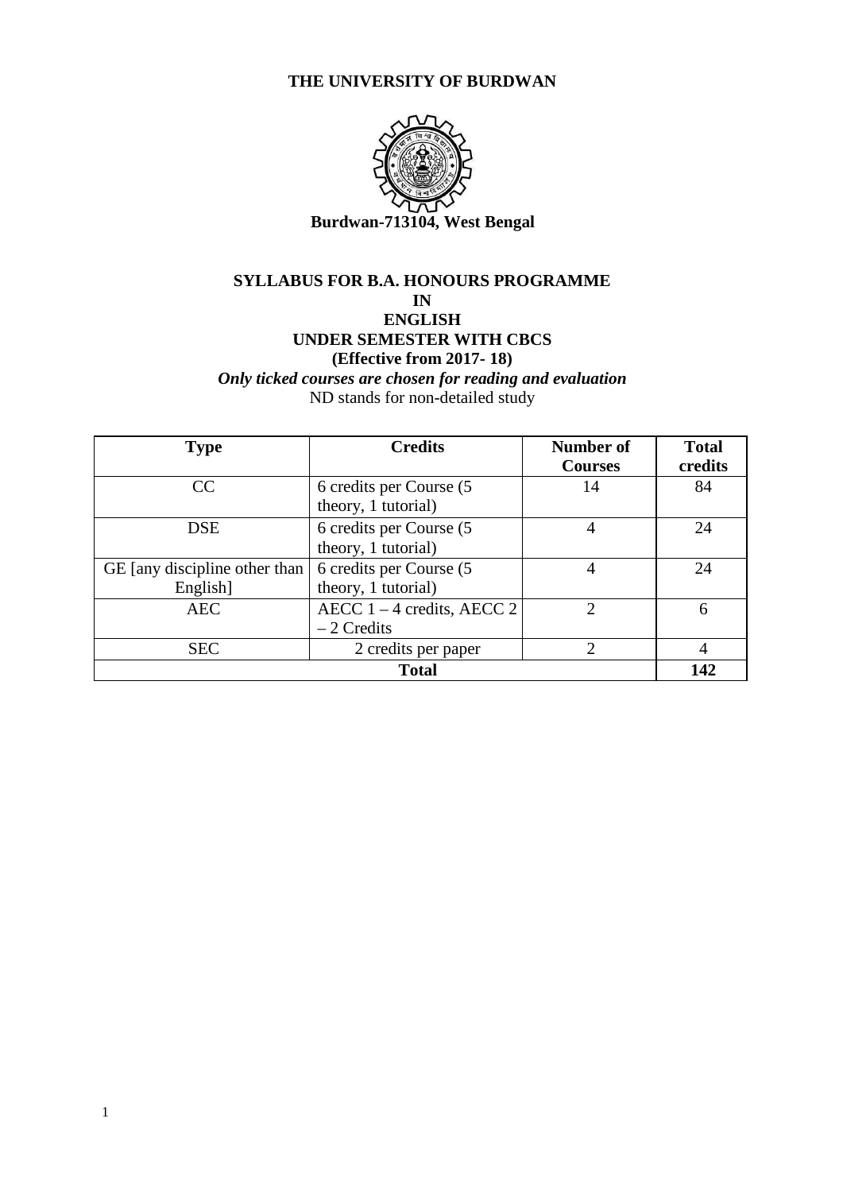# THE UNIVERSITY OF BURDWAN

**Burdwan-713104, West Bengal**

## SYLLABUS FOR B.A. HONOURS PROGRAMME
## IN
## ENGLISH
## UNDER SEMESTER WITH CBCS
## (Effective from 2017- 18)

***Only ticked courses are chosen for reading and evaluation***

ND stands for non-detailed study

| Type | Credits | Number of Courses | Total credits |
|---|---|---|---|
| CC | 6 credits per Course (5 theory, 1 tutorial) | 14 | 84 |
| DSE | 6 credits per Course (5 theory, 1 tutorial) | 4 | 24 |
| GE [any discipline other than English] | 6 credits per Course (5 theory, 1 tutorial) | 4 | 24 |
| AEC | AECC 1 – 4 credits, AECC 2 – 2 Credits | 2 | 6 |
| SEC | 2 credits per paper | 2 | 4 |
| **Total** | | | **142** |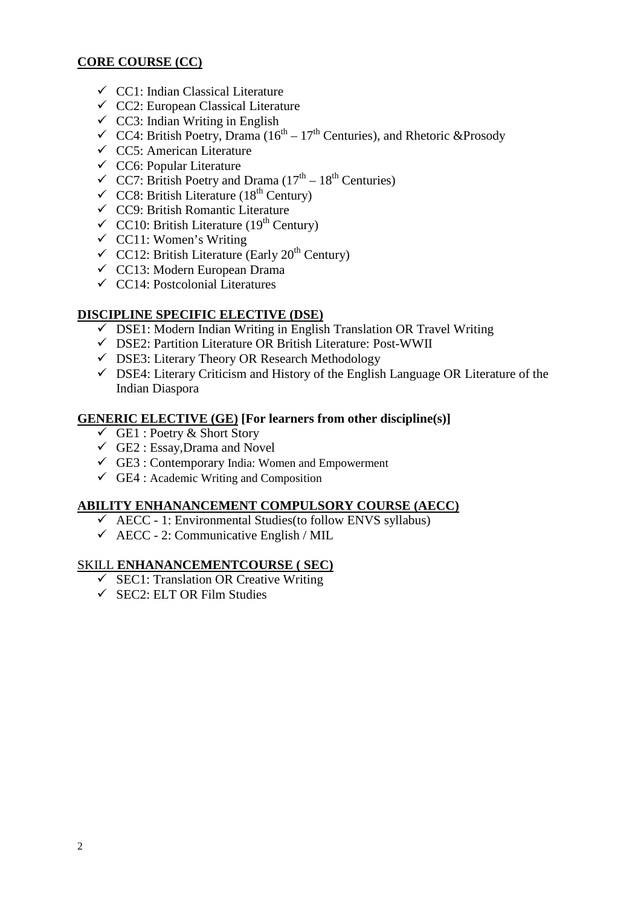**CORE COURSE (CC)**

- ✓ CC1: Indian Classical Literature
- ✓ CC2: European Classical Literature
- ✓ CC3: Indian Writing in English
- ✓ CC4: British Poetry, Drama ($16^{th}$ – $17^{th}$ Centuries), and Rhetoric &Prosody
- ✓ CC5: American Literature
- ✓ CC6: Popular Literature
- ✓ CC7: British Poetry and Drama ($17^{th}$ – $18^{th}$ Centuries)
- ✓ CC8: British Literature ($18^{th}$ Century)
- ✓ CC9: British Romantic Literature
- ✓ CC10: British Literature ($19^{th}$ Century)
- ✓ CC11: Women's Writing
- ✓ CC12: British Literature (Early $20^{th}$ Century)
- ✓ CC13: Modern European Drama
- ✓ CC14: Postcolonial Literatures

**DISCIPLINE SPECIFIC ELECTIVE (DSE)**

- ✓ DSE1: Modern Indian Writing in English Translation OR Travel Writing
- ✓ DSE2: Partition Literature OR British Literature: Post-WWII
- ✓ DSE3: Literary Theory OR Research Methodology
- ✓ DSE4: Literary Criticism and History of the English Language OR Literature of the Indian Diaspora

**GENERIC ELECTIVE (GE) [For learners from other discipline(s)]**

- ✓ GE1 : Poetry & Short Story
- ✓ GE2 : Essay,Drama and Novel
- ✓ GE3 : Contemporary India: Women and Empowerment
- ✓ GE4 : Academic Writing and Composition

**ABILITY ENHANANCEMENT COMPULSORY COURSE (AECC)**

- ✓ AECC - 1: Environmental Studies(to follow ENVS syllabus)
- ✓ AECC - 2: Communicative English / MIL

SKILL **ENHANANCEMENTCOURSE ( SEC)**

- ✓ SEC1: Translation OR Creative Writing
- ✓ SEC2: ELT OR Film Studies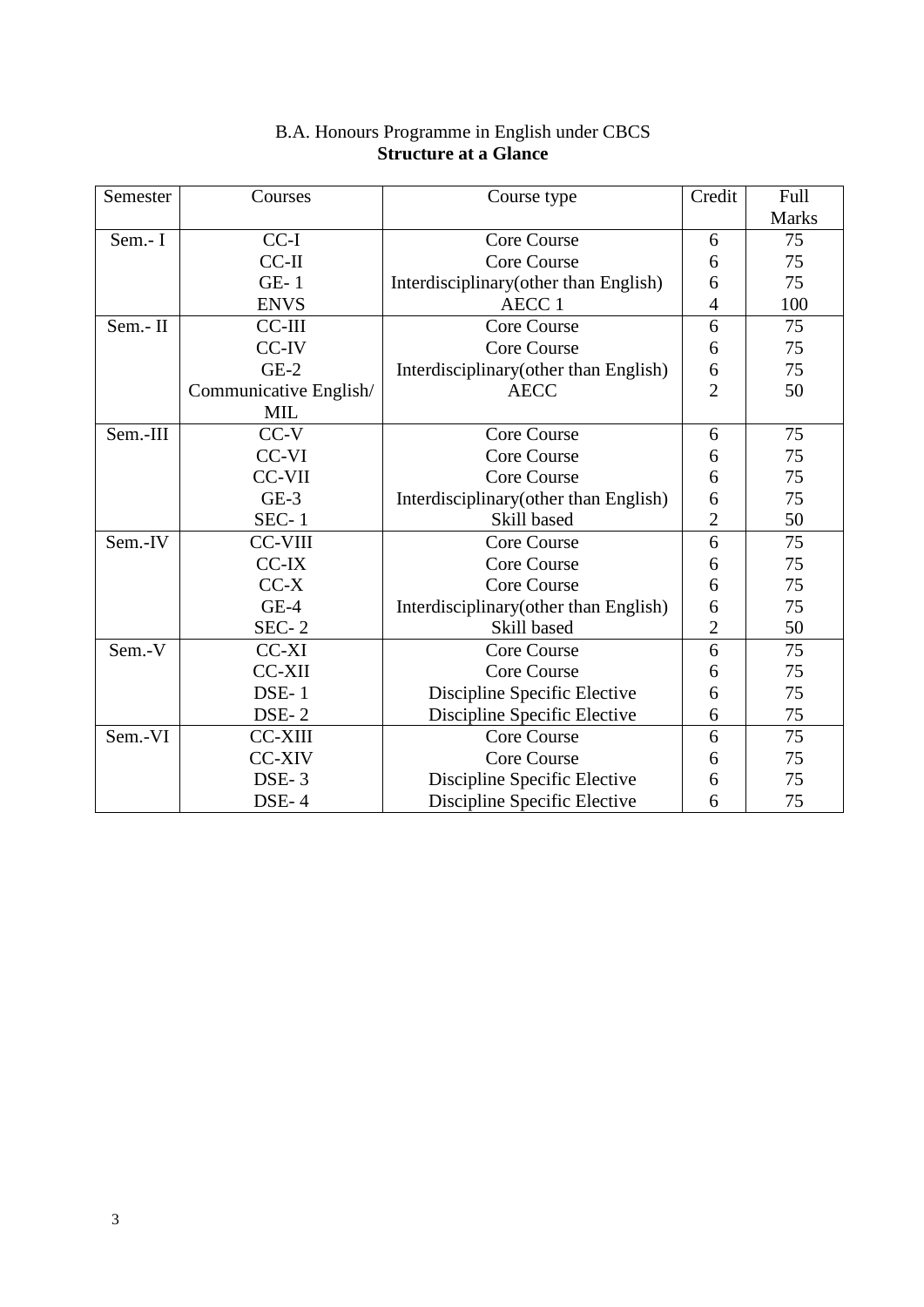B.A. Honours Programme in English under CBCS

**Structure at a Glance**

| Semester | Courses | Course type | Credit | Full Marks |
|---|---|---|---|---|
| Sem.- I | CC-I | Core Course | 6 | 75 |
| | CC-II | Core Course | 6 | 75 |
| | GE- 1 | Interdisciplinary(other than English) | 6 | 75 |
| | ENVS | AECC 1 | 4 | 100 |
| Sem.- II | CC-III | Core Course | 6 | 75 |
| | CC-IV | Core Course | 6 | 75 |
| | GE-2 | Interdisciplinary(other than English) | 6 | 75 |
| | Communicative English/ MIL | AECC | 2 | 50 |
| Sem.-III | CC-V | Core Course | 6 | 75 |
| | CC-VI | Core Course | 6 | 75 |
| | CC-VII | Core Course | 6 | 75 |
| | GE-3 | Interdisciplinary(other than English) | 6 | 75 |
| | SEC- 1 | Skill based | 2 | 50 |
| Sem.-IV | CC-VIII | Core Course | 6 | 75 |
| | CC-IX | Core Course | 6 | 75 |
| | CC-X | Core Course | 6 | 75 |
| | GE-4 | Interdisciplinary(other than English) | 6 | 75 |
| | SEC- 2 | Skill based | 2 | 50 |
| Sem.-V | CC-XI | Core Course | 6 | 75 |
| | CC-XII | Core Course | 6 | 75 |
| | DSE- 1 | Discipline Specific Elective | 6 | 75 |
| | DSE- 2 | Discipline Specific Elective | 6 | 75 |
| Sem.-VI | CC-XIII | Core Course | 6 | 75 |
| | CC-XIV | Core Course | 6 | 75 |
| | DSE- 3 | Discipline Specific Elective | 6 | 75 |
| | DSE- 4 | Discipline Specific Elective | 6 | 75 |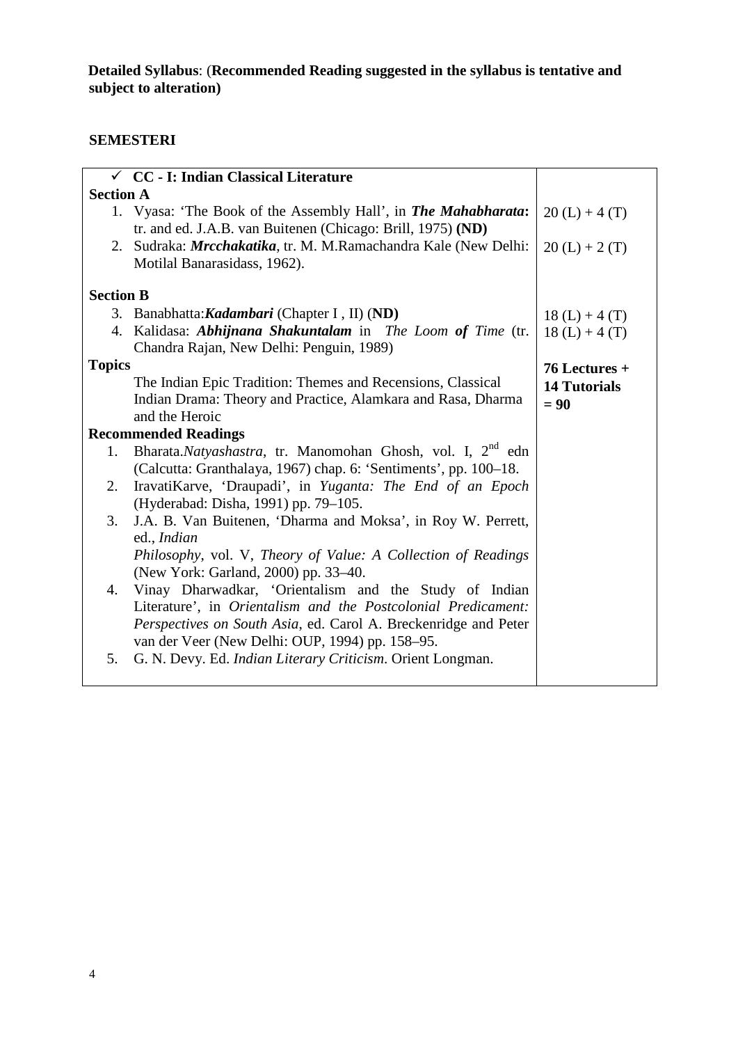**Detailed Syllabus**: (**Recommended Reading suggested in the syllabus is tentative and subject to alteration)**

**SEMESTERI**

| ✓ **CC - I: Indian Classical Literature** | |
|---|---|
| **Section A** | |
| 1. Vyasa: 'The Book of the Assembly Hall', in ***The Mahabharata*:** tr. and ed. J.A.B. van Buitenen (Chicago: Brill, 1975) **(ND)** | 20 (L) + 4 (T) |
| 2. Sudraka: ***Mrcchakatika***, tr. M. M.Ramachandra Kale (New Delhi: Motilal Banarasidass, 1962). | 20 (L) + 2 (T) |
| **Section B** | |
| 3. Banabhatta:***Kadambari*** (Chapter I , II) (**ND)** | 18 (L) + 4 (T) |
| 4. Kalidasa: ***Abhijnana Shakuntalam*** in *The Loom **of** Time* (tr. Chandra Rajan, New Delhi: Penguin, 1989) | 18 (L) + 4 (T) |
| **Topics** | **76 Lectures + 14 Tutorials = 90** |
| The Indian Epic Tradition: Themes and Recensions, Classical Indian Drama: Theory and Practice, Alamkara and Rasa, Dharma and the Heroic | |
| **Recommended Readings** | |
| 1. Bharata.*Natyashastra*, tr. Manomohan Ghosh, vol. I, 2nd edn (Calcutta: Granthalaya, 1967) chap. 6: 'Sentiments', pp. 100–18. | |
| 2. IravatiKarve, 'Draupadi', in *Yuganta: The End of an Epoch* (Hyderabad: Disha, 1991) pp. 79–105. | |
| 3. J.A. B. Van Buitenen, 'Dharma and Moksa', in Roy W. Perrett, ed., *Indian Philosophy*, vol. V, *Theory of Value: A Collection of Readings* (New York: Garland, 2000) pp. 33–40. | |
| 4. Vinay Dharwadkar, 'Orientalism and the Study of Indian Literature', in *Orientalism and the Postcolonial Predicament: Perspectives on South Asia*, ed. Carol A. Breckenridge and Peter van der Veer (New Delhi: OUP, 1994) pp. 158–95. | |
| 5. G. N. Devy. Ed. *Indian Literary Criticism*. Orient Longman. | |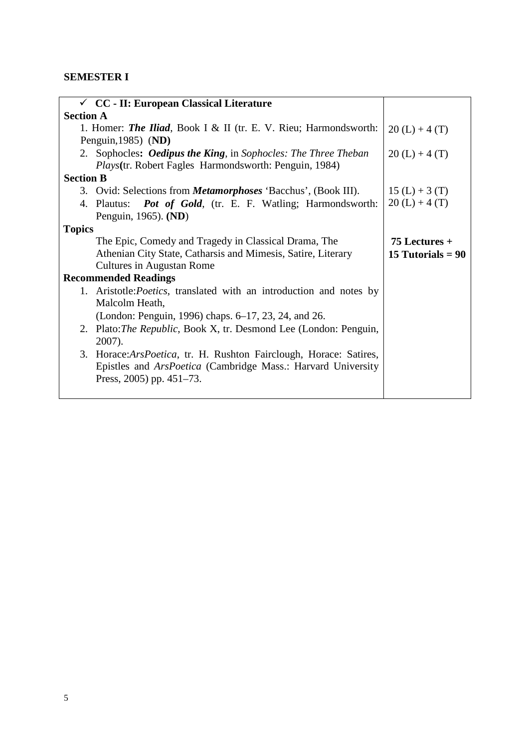**SEMESTER I**

| ✓ **CC - II: European Classical Literature** | |
|---|---|
| **Section A** | |
| 1. Homer: ***The Iliad***, Book I & II (tr. E. V. Rieu; Harmondsworth: Penguin,1985) (**ND)** | 20 (L) + 4 (T) |
| 2. Sophocles**: *Oedipus the King***, in *Sophocles: The Three Theban Plays***(**tr. Robert Fagles Harmondsworth: Penguin, 1984) | 20 (L) + 4 (T) |
| **Section B** | |
| 3. Ovid: Selections from ***Metamorphoses*** 'Bacchus', (Book III). | 15 (L) + 3 (T) |
| 4. Plautus: ***Pot of Gold***, (tr. E. F. Watling; Harmondsworth: Penguin, 1965). **(ND**) | 20 (L) + 4 (T) |
| **Topics** | |
| The Epic, Comedy and Tragedy in Classical Drama, The Athenian City State, Catharsis and Mimesis, Satire, Literary Cultures in Augustan Rome | **75 Lectures + 15 Tutorials = 90** |
| **Recommended Readings** | |
| 1. Aristotle:*Poetics*, translated with an introduction and notes by Malcolm Heath, (London: Penguin, 1996) chaps. 6–17, 23, 24, and 26. | |
| 2. Plato:*The Republic*, Book X, tr. Desmond Lee (London: Penguin, 2007). | |
| 3. Horace:*ArsPoetica*, tr. H. Rushton Fairclough, Horace: Satires, Epistles and *ArsPoetica* (Cambridge Mass.: Harvard University Press, 2005) pp. 451–73. | |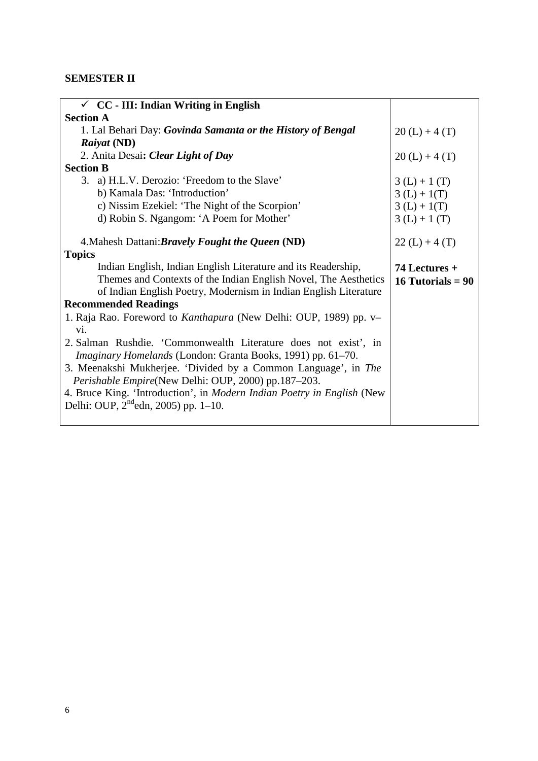## SEMESTER II

| ✓ **CC - III: Indian Writing in English** | |
|---|---|
| **Section A** | |
| 1. Lal Behari Day: ***Govinda Samanta or the History of Bengal Raiyat*** **(ND)** | 20 (L) + 4 (T) |
| 2. Anita Desai**: *Clear Light of Day*** | 20 (L) + 4 (T) |
| **Section B** | |
| 3. a) H.L.V. Derozio: 'Freedom to the Slave' | 3 (L) + 1 (T) |
| b) Kamala Das: 'Introduction' | 3 (L) + 1(T) |
| c) Nissim Ezekiel: 'The Night of the Scorpion' | 3 (L) + 1(T) |
| d) Robin S. Ngangom: 'A Poem for Mother' | 3 (L) + 1 (T) |
| 4.Mahesh Dattani:***Bravely Fought the Queen*** **(ND)** | 22 (L) + 4 (T) |
| **Topics** | |
| Indian English, Indian English Literature and its Readership, Themes and Contexts of the Indian English Novel, The Aesthetics of Indian English Poetry, Modernism in Indian English Literature | **74 Lectures + 16 Tutorials = 90** |
| **Recommended Readings** | |
| 1. Raja Rao. Foreword to *Kanthapura* (New Delhi: OUP, 1989) pp. v–vi. | |
| 2. Salman Rushdie. 'Commonwealth Literature does not exist', in *Imaginary Homelands* (London: Granta Books, 1991) pp. 61–70. | |
| 3. Meenakshi Mukherjee. 'Divided by a Common Language', in *The Perishable Empire*(New Delhi: OUP, 2000) pp.187–203. | |
| 4. Bruce King. 'Introduction', in *Modern Indian Poetry in English* (New Delhi: OUP, 2nd edn, 2005) pp. 1–10. | |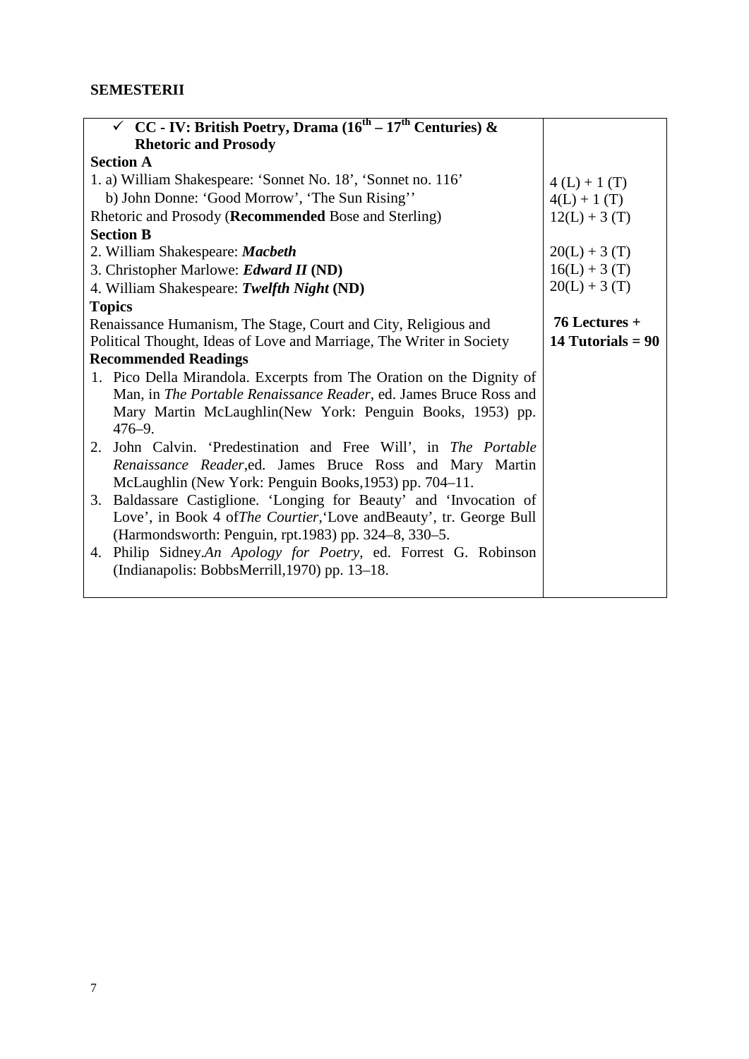**SEMESTERII**

| ✓ **CC - IV: British Poetry, Drama ($16^{th}$ – $17^{th}$ Centuries) & Rhetoric and Prosody** | |
|---|---|
| **Section A** | |
| 1. a) William Shakespeare: 'Sonnet No. 18', 'Sonnet no. 116' | 4 (L) + 1 (T) |
| b) John Donne: 'Good Morrow', 'The Sun Rising'' | 4(L) + 1 (T) |
| Rhetoric and Prosody (**Recommended** Bose and Sterling) | 12(L) + 3 (T) |
| **Section B** | |
| 2. William Shakespeare: ***Macbeth*** | 20(L) + 3 (T) |
| 3. Christopher Marlowe: ***Edward II*** **(ND)** | 16(L) + 3 (T) |
| 4. William Shakespeare: ***Twelfth Night*** **(ND)** | 20(L) + 3 (T) |
| **Topics** | |
| Renaissance Humanism, The Stage, Court and City, Religious and Political Thought, Ideas of Love and Marriage, The Writer in Society | **76 Lectures + 14 Tutorials = 90** |
| **Recommended Readings** | |
| 1. Pico Della Mirandola. Excerpts from The Oration on the Dignity of Man, in *The Portable Renaissance Reader*, ed. James Bruce Ross and Mary Martin McLaughlin(New York: Penguin Books, 1953) pp. 476–9. | |
| 2. John Calvin. 'Predestination and Free Will', in *The Portable Renaissance Reader*,ed. James Bruce Ross and Mary Martin McLaughlin (New York: Penguin Books,1953) pp. 704–11. | |
| 3. Baldassare Castiglione. 'Longing for Beauty' and 'Invocation of Love', in Book 4 of*The Courtier*,'Love andBeauty', tr. George Bull (Harmondsworth: Penguin, rpt.1983) pp. 324–8, 330–5. | |
| 4. Philip Sidney.*An Apology for Poetry*, ed. Forrest G. Robinson (Indianapolis: BobbsMerrill,1970) pp. 13–18. | |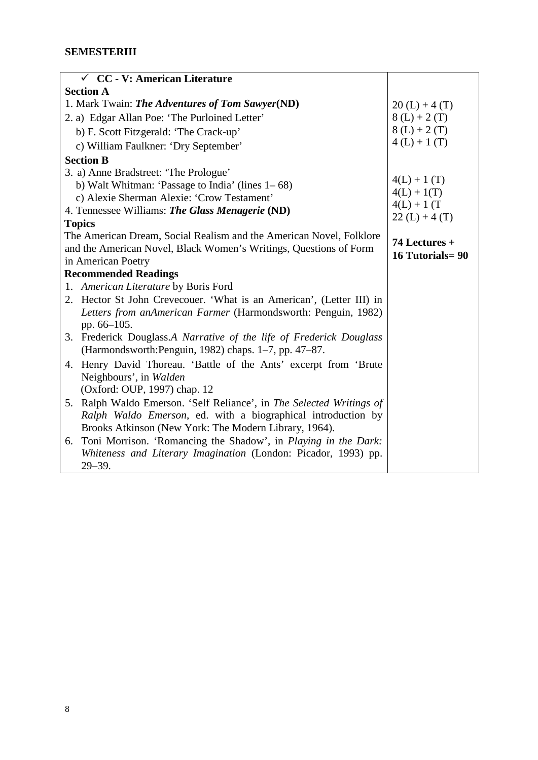**SEMESTERIII**

| ✓ **CC - V: American Literature** | |
|---|---|
| **Section A** | |
| 1. Mark Twain: ***The Adventures of Tom Sawyer*****(ND)** | 20 (L) + 4 (T) |
| 2. a) Edgar Allan Poe: 'The Purloined Letter' | 8 (L) + 2 (T) |
| b) F. Scott Fitzgerald: 'The Crack-up' | 8 (L) + 2 (T) |
| c) William Faulkner: 'Dry September' | 4 (L) + 1 (T) |
| **Section B** | |
| 3. a) Anne Bradstreet: 'The Prologue' | 4(L) + 1 (T) |
| b) Walt Whitman: 'Passage to India' (lines 1– 68) | 4(L) + 1(T) |
| c) Alexie Sherman Alexie: 'Crow Testament' | 4(L) + 1 (T |
| 4. Tennessee Williams: ***The Glass Menagerie*** **(ND)** | 22 (L) + 4 (T) |
| **Topics** | |
| The American Dream, Social Realism and the American Novel, Folklore and the American Novel, Black Women's Writings, Questions of Form in American Poetry | **74 Lectures + 16 Tutorials= 90** |
| **Recommended Readings** | |
| 1. *American Literature* by Boris Ford | |
| 2. Hector St John Crevecouer. 'What is an American', (Letter III) in *Letters from anAmerican Farmer* (Harmondsworth: Penguin, 1982) pp. 66–105. | |
| 3. Frederick Douglass.*A Narrative of the life of Frederick Douglass* (Harmondsworth:Penguin, 1982) chaps. 1–7, pp. 47–87. | |
| 4. Henry David Thoreau. 'Battle of the Ants' excerpt from 'Brute Neighbours', in *Walden* (Oxford: OUP, 1997) chap. 12 | |
| 5. Ralph Waldo Emerson. 'Self Reliance', in *The Selected Writings of Ralph Waldo Emerson*, ed. with a biographical introduction by Brooks Atkinson (New York: The Modern Library, 1964). | |
| 6. Toni Morrison. 'Romancing the Shadow', in *Playing in the Dark: Whiteness and Literary Imagination* (London: Picador, 1993) pp. 29–39. | |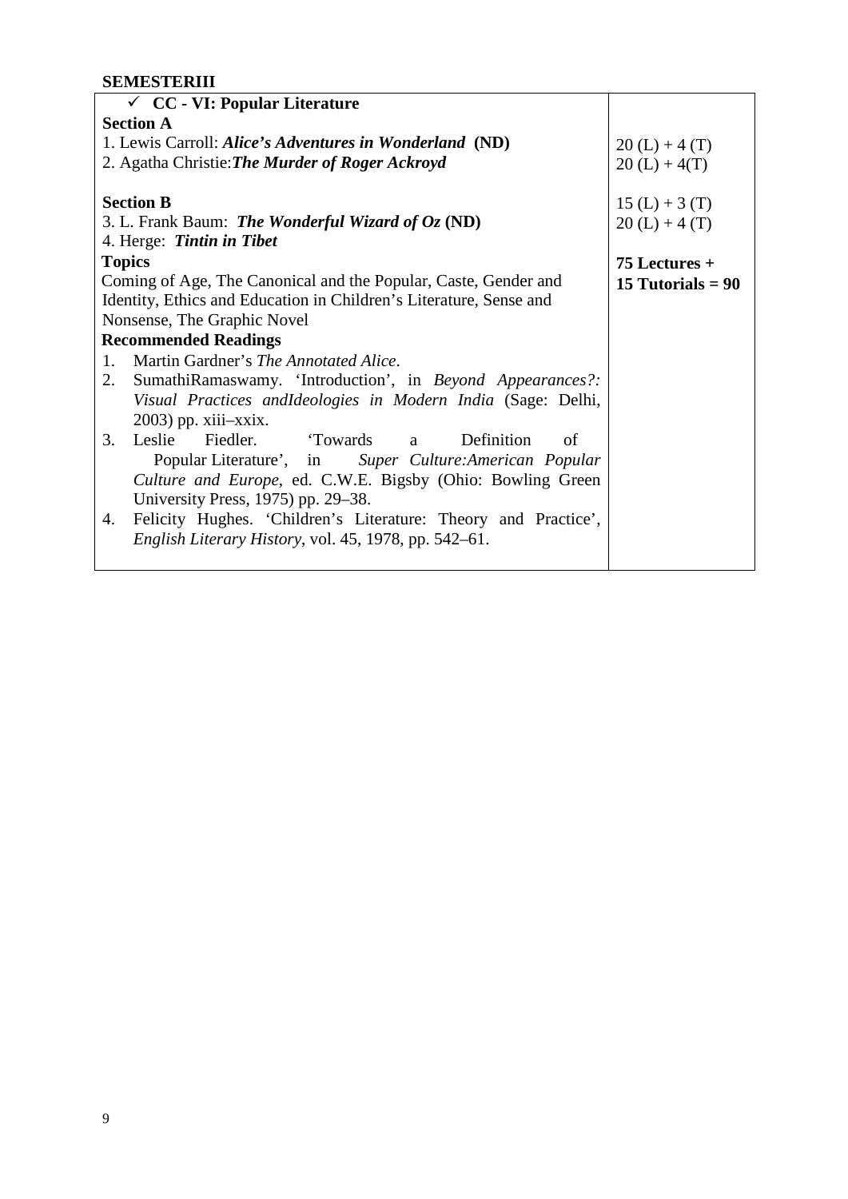**SEMESTERIII**

| ✓ **CC - VI: Popular Literature** | |
|---|---|
| **Section A** | |
| 1. Lewis Carroll: ***Alice's Adventures in Wonderland*** **(ND)** | 20 (L) + 4 (T) |
| 2. Agatha Christie:***The Murder of Roger Ackroyd*** | 20 (L) + 4(T) |
| **Section B** | |
| 3. L. Frank Baum: ***The Wonderful Wizard of Oz*** **(ND)** | 15 (L) + 3 (T) |
| 4. Herge: ***Tintin in Tibet*** | 20 (L) + 4 (T) |
| **Topics** | **75 Lectures + 15 Tutorials = 90** |
| Coming of Age, The Canonical and the Popular, Caste, Gender and Identity, Ethics and Education in Children's Literature, Sense and Nonsense, The Graphic Novel | |
| **Recommended Readings** | |
| 1. Martin Gardner's *The Annotated Alice*. | |
| 2. SumathiRamaswamy. 'Introduction', in *Beyond Appearances?: Visual Practices andIdeologies in Modern India* (Sage: Delhi, 2003) pp. xiii–xxix. | |
| 3. Leslie Fiedler. 'Towards a Definition of Popular Literature', in *Super Culture:American Popular Culture and Europe*, ed. C.W.E. Bigsby (Ohio: Bowling Green University Press, 1975) pp. 29–38. | |
| 4. Felicity Hughes. 'Children's Literature: Theory and Practice', *English Literary History*, vol. 45, 1978, pp. 542–61. | |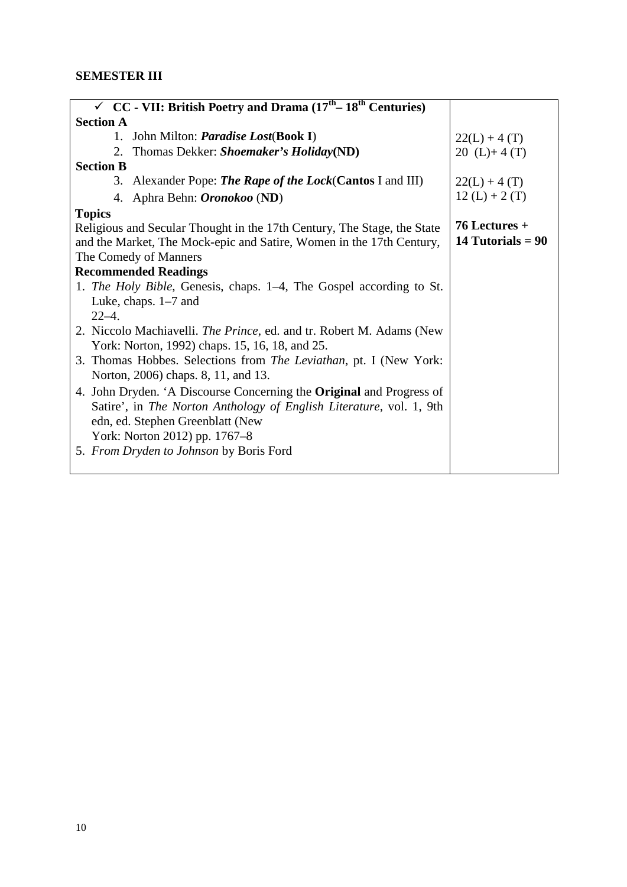## SEMESTER III

| ✓ **CC - VII: British Poetry and Drama (17th– 18th Centuries)** | |
|---|---|
| **Section A** | |
| 1. John Milton: ***Paradise Lost***(**Book I**) | 22(L) + 4 (T) |
| 2. Thomas Dekker: ***Shoemaker's Holiday*****(ND)** | 20 (L)+ 4 (T) |
| **Section B** | |
| 3. Alexander Pope: ***The Rape of the Lock***(**Cantos** I and III) | 22(L) + 4 (T) |
| 4. Aphra Behn: ***Oronokoo*** (**ND**) | 12 (L) + 2 (T) |
| **Topics**<br>Religious and Secular Thought in the 17th Century, The Stage, the State and the Market, The Mock-epic and Satire, Women in the 17th Century, The Comedy of Manners | **76 Lectures +**<br>**14 Tutorials = 90** |
| **Recommended Readings**<br>1. *The Holy Bible*, Genesis, chaps. 1–4, The Gospel according to St. Luke, chaps. 1–7 and 22–4.<br>2. Niccolo Machiavelli. *The Prince*, ed. and tr. Robert M. Adams (New York: Norton, 1992) chaps. 15, 16, 18, and 25.<br>3. Thomas Hobbes. Selections from *The Leviathan*, pt. I (New York: Norton, 2006) chaps. 8, 11, and 13.<br>4. John Dryden. 'A Discourse Concerning the **Original** and Progress of Satire', in *The Norton Anthology of English Literature*, vol. 1, 9th edn, ed. Stephen Greenblatt (New York: Norton 2012) pp. 1767–8<br>5. *From Dryden to Johnson* by Boris Ford | |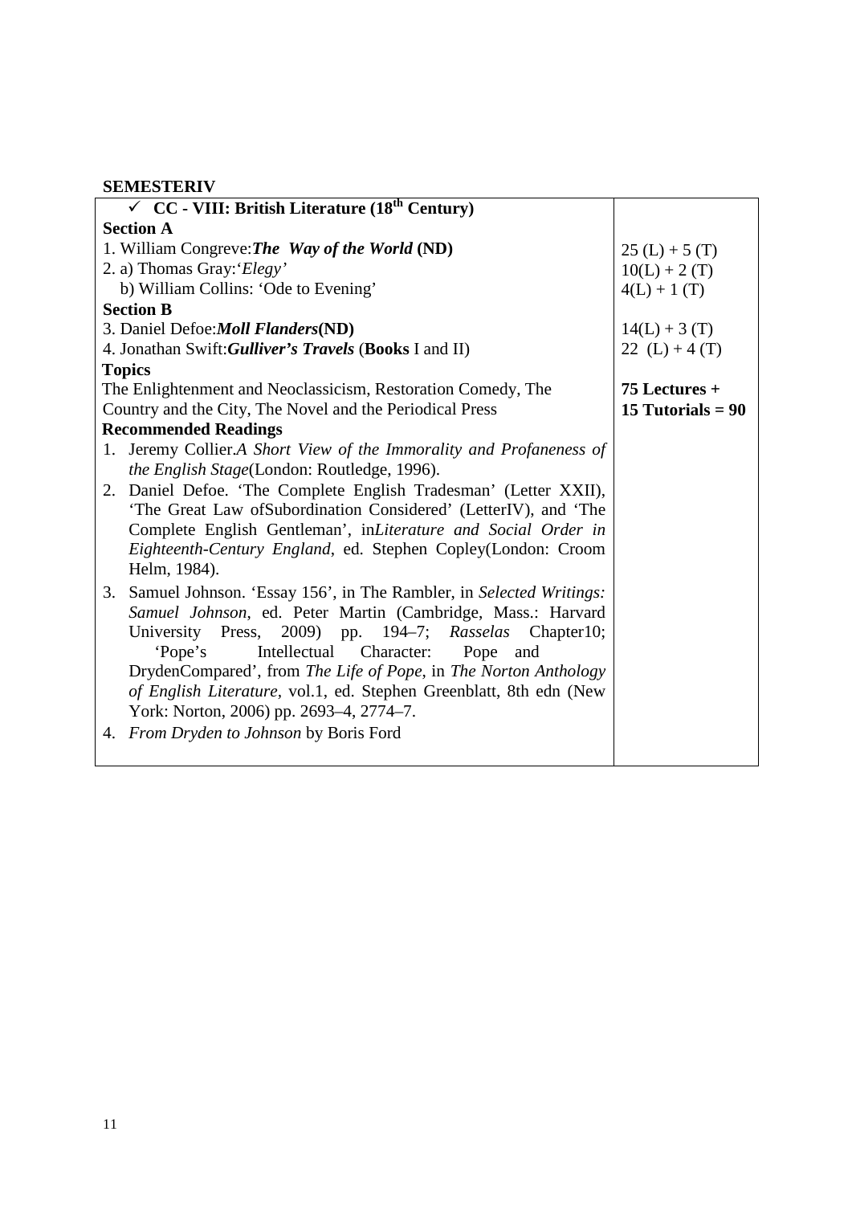**SEMESTERIV**

| ✓ **CC - VIII: British Literature (18th Century)** | |
|---|---|
| **Section A** | |
| 1. William Congreve:***The Way of the World*** **(ND)** | 25 (L) + 5 (T) |
| 2. a) Thomas Gray:'*Elegy*' | 10(L) + 2 (T) |
| b) William Collins: 'Ode to Evening' | 4(L) + 1 (T) |
| **Section B** | |
| 3. Daniel Defoe:***Moll Flanders*****(ND)** | 14(L) + 3 (T) |
| 4. Jonathan Swift:***Gulliver's Travels*** (**Books** I and II) | 22 (L) + 4 (T) |
| **Topics** | |
| The Enlightenment and Neoclassicism, Restoration Comedy, The Country and the City, The Novel and the Periodical Press | **75 Lectures + 15 Tutorials = 90** |
| **Recommended Readings** | |
| 1. Jeremy Collier.*A Short View of the Immorality and Profaneness of the English Stage*(London: Routledge, 1996). | |
| 2. Daniel Defoe. 'The Complete English Tradesman' (Letter XXII), 'The Great Law ofSubordination Considered' (LetterIV), and 'The Complete English Gentleman', in*Literature and Social Order in Eighteenth-Century England*, ed. Stephen Copley(London: Croom Helm, 1984). | |
| 3. Samuel Johnson. 'Essay 156', in The Rambler, in *Selected Writings: Samuel Johnson*, ed. Peter Martin (Cambridge, Mass.: Harvard University Press, 2009) pp. 194–7; *Rasselas* Chapter10; 'Pope's Intellectual Character: Pope and DrydenCompared', from *The Life of Pope*, in *The Norton Anthology of English Literature*, vol.1, ed. Stephen Greenblatt, 8th edn (New York: Norton, 2006) pp. 2693–4, 2774–7. | |
| 4. *From Dryden to Johnson* by Boris Ford | |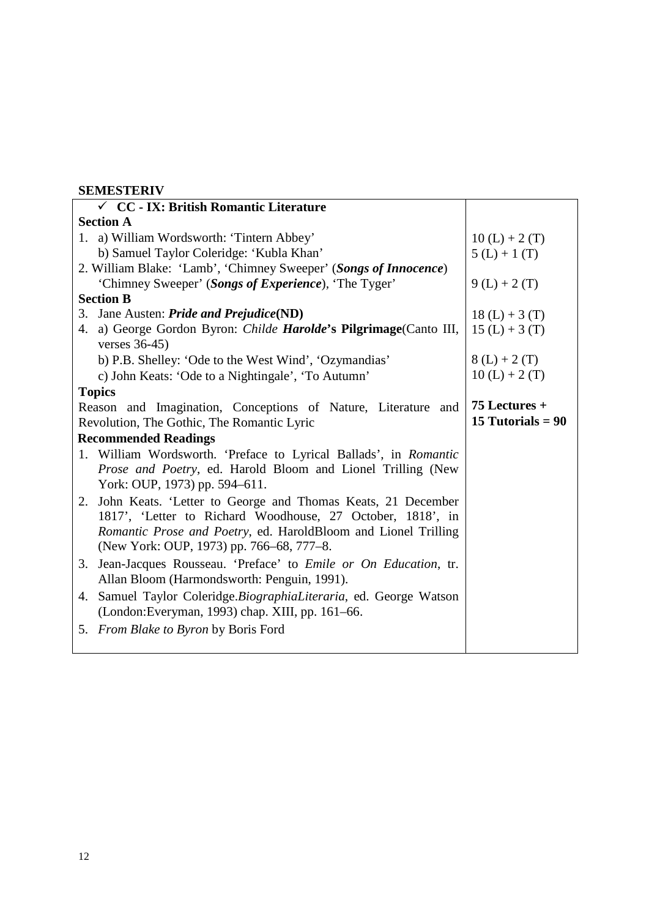## SEMESTERIV

| ✓ **CC - IX: British Romantic Literature** | |
|---|---|
| **Section A** | |
| 1. a) William Wordsworth: 'Tintern Abbey' | 10 (L) + 2 (T) |
| b) Samuel Taylor Coleridge: 'Kubla Khan' | 5 (L) + 1 (T) |
| 2. William Blake: 'Lamb', 'Chimney Sweeper' (***Songs of Innocence***) 'Chimney Sweeper' (***Songs of Experience***), 'The Tyger' | 9 (L) + 2 (T) |
| **Section B** | |
| 3. Jane Austen: ***Pride and Prejudice*****(ND)** | 18 (L) + 3 (T) |
| 4. a) George Gordon Byron: *Childe* ***Harolde*****'s Pilgrimage**(Canto III, verses 36-45) | 15 (L) + 3 (T) |
| b) P.B. Shelley: 'Ode to the West Wind', 'Ozymandias' | 8 (L) + 2 (T) |
| c) John Keats: 'Ode to a Nightingale', 'To Autumn' | 10 (L) + 2 (T) |
| **Topics** | |
| Reason and Imagination, Conceptions of Nature, Literature and Revolution, The Gothic, The Romantic Lyric | **75 Lectures + 15 Tutorials = 90** |
| **Recommended Readings** | |
| 1. William Wordsworth. 'Preface to Lyrical Ballads', in *Romantic Prose and Poetry*, ed. Harold Bloom and Lionel Trilling (New York: OUP, 1973) pp. 594–611. | |
| 2. John Keats. 'Letter to George and Thomas Keats, 21 December 1817', 'Letter to Richard Woodhouse, 27 October, 1818', in *Romantic Prose and Poetry*, ed. HaroldBloom and Lionel Trilling (New York: OUP, 1973) pp. 766–68, 777–8. | |
| 3. Jean-Jacques Rousseau. 'Preface' to *Emile or On Education*, tr. Allan Bloom (Harmondsworth: Penguin, 1991). | |
| 4. Samuel Taylor Coleridge.*BiographiaLiteraria*, ed. George Watson (London:Everyman, 1993) chap. XIII, pp. 161–66. | |
| 5. *From Blake to Byron* by Boris Ford | |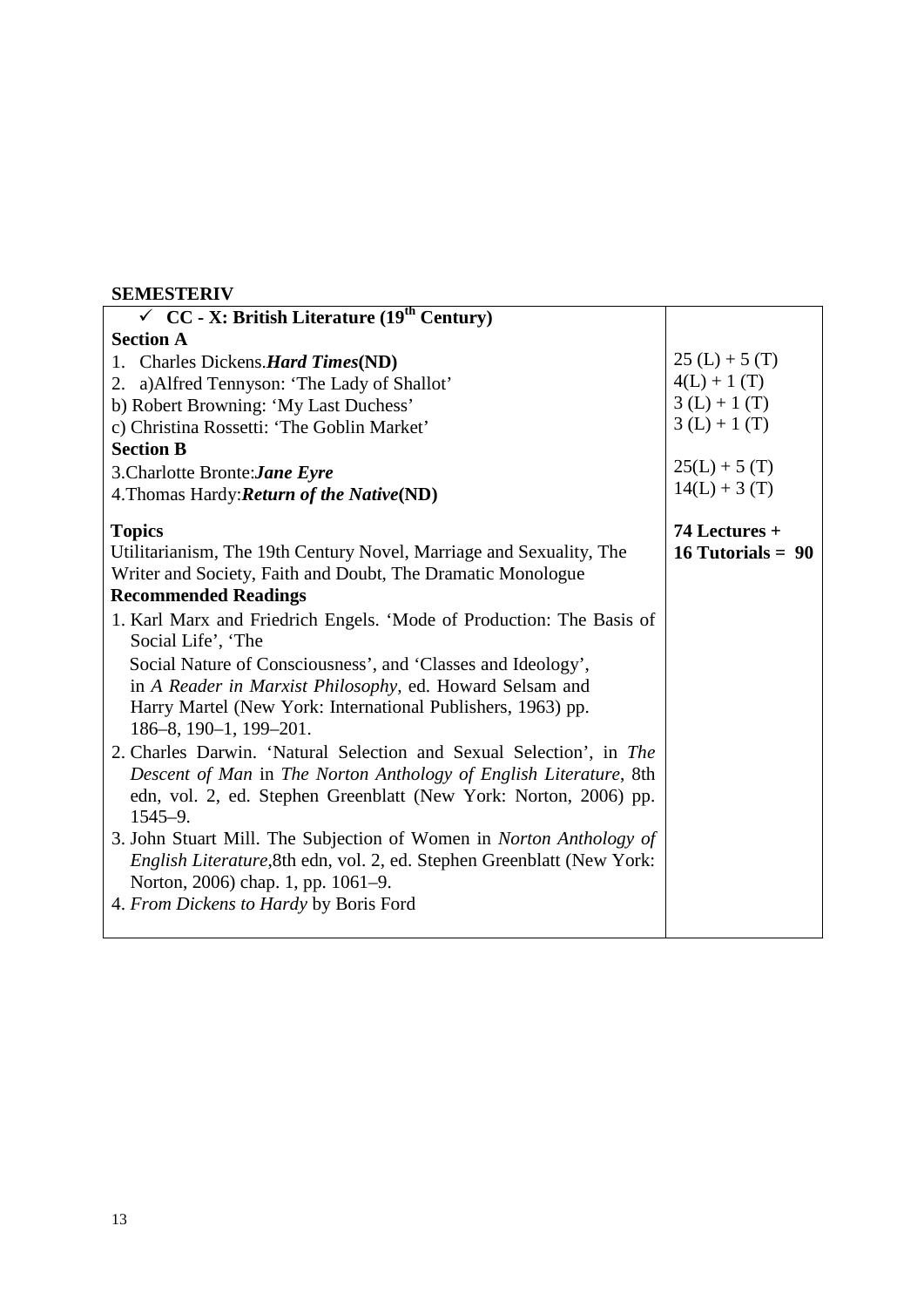## SEMESTERIV

| ✓ **CC - X: British Literature (19th Century)** | |
|---|---|
| **Section A** | |
| 1. Charles Dickens.***Hard Times*****(ND)** | 25 (L) + 5 (T) |
| 2. a)Alfred Tennyson: 'The Lady of Shallot' | 4(L) + 1 (T) |
| b) Robert Browning: 'My Last Duchess' | 3 (L) + 1 (T) |
| c) Christina Rossetti: 'The Goblin Market' | 3 (L) + 1 (T) |
| **Section B** | |
| 3.Charlotte Bronte:***Jane Eyre*** | 25(L) + 5 (T) |
| 4.Thomas Hardy:***Return of the Native*****(ND)** | 14(L) + 3 (T) |
| **Topics**<br>Utilitarianism, The 19th Century Novel, Marriage and Sexuality, The Writer and Society, Faith and Doubt, The Dramatic Monologue | **74 Lectures + 16 Tutorials = 90** |
| **Recommended Readings**<br>1. Karl Marx and Friedrich Engels. 'Mode of Production: The Basis of Social Life', 'The Social Nature of Consciousness', and 'Classes and Ideology', in *A Reader in Marxist Philosophy*, ed. Howard Selsam and Harry Martel (New York: International Publishers, 1963) pp. 186–8, 190–1, 199–201.<br>2. Charles Darwin. 'Natural Selection and Sexual Selection', in *The Descent of Man* in *The Norton Anthology of English Literature*, 8th edn, vol. 2, ed. Stephen Greenblatt (New York: Norton, 2006) pp. 1545–9.<br>3. John Stuart Mill. The Subjection of Women in *Norton Anthology of English Literature*,8th edn, vol. 2, ed. Stephen Greenblatt (New York: Norton, 2006) chap. 1, pp. 1061–9.<br>4. *From Dickens to Hardy* by Boris Ford | |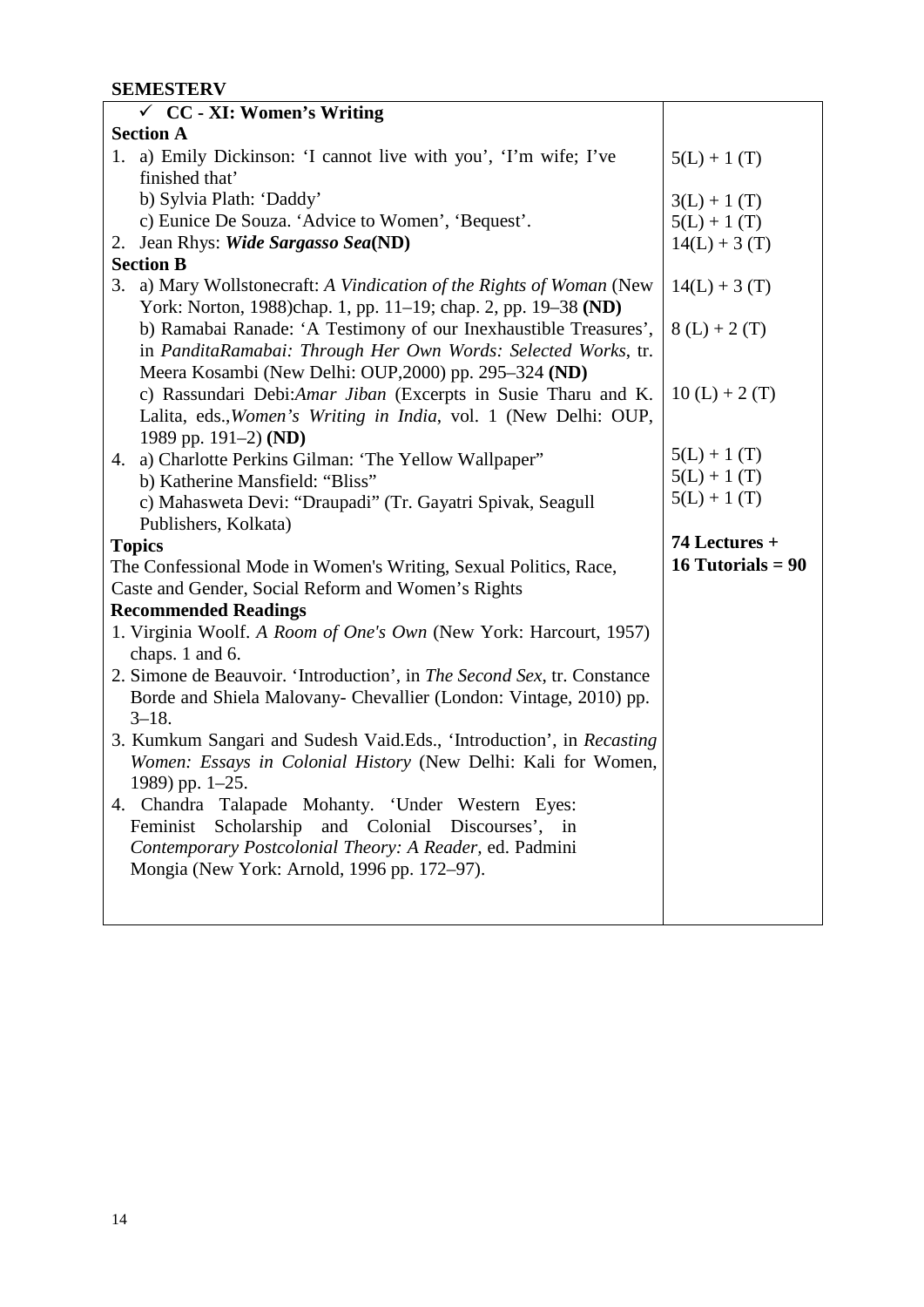**SEMESTERV**

| ✓ **CC - XI: Women's Writing** | |
|---|---|
| **Section A** | |
| 1. a) Emily Dickinson: 'I cannot live with you', 'I'm wife; I've finished that' | 5(L) + 1 (T) |
| b) Sylvia Plath: 'Daddy' | 3(L) + 1 (T) |
| c) Eunice De Souza. 'Advice to Women', 'Bequest'. | 5(L) + 1 (T) |
| 2. Jean Rhys: ***Wide Sargasso Sea*****(ND)** | 14(L) + 3 (T) |
| **Section B** | |
| 3. a) Mary Wollstonecraft: *A Vindication of the Rights of Woman* (New York: Norton, 1988)chap. 1, pp. 11–19; chap. 2, pp. 19–38 **(ND)** | 14(L) + 3 (T) |
| b) Ramabai Ranade: 'A Testimony of our Inexhaustible Treasures', in *PanditaRamabai: Through Her Own Words: Selected Works*, tr. Meera Kosambi (New Delhi: OUP,2000) pp. 295–324 **(ND)** | 8 (L) + 2 (T) |
| c) Rassundari Debi:*Amar Jiban* (Excerpts in Susie Tharu and K. Lalita, eds.,*Women's Writing in India*, vol. 1 (New Delhi: OUP, 1989 pp. 191–2) **(ND)** | 10 (L) + 2 (T) |
| 4. a) Charlotte Perkins Gilman: 'The Yellow Wallpaper" | 5(L) + 1 (T) |
| b) Katherine Mansfield: "Bliss" | 5(L) + 1 (T) |
| c) Mahasweta Devi: "Draupadi" (Tr. Gayatri Spivak, Seagull Publishers, Kolkata) | 5(L) + 1 (T) |
| **Topics** | **74 Lectures + 16 Tutorials = 90** |
| The Confessional Mode in Women's Writing, Sexual Politics, Race, Caste and Gender, Social Reform and Women's Rights | |
| **Recommended Readings** | |
| 1. Virginia Woolf. *A Room of One's Own* (New York: Harcourt, 1957) chaps. 1 and 6. | |
| 2. Simone de Beauvoir. 'Introduction', in *The Second Sex*, tr. Constance Borde and Shiela Malovany- Chevallier (London: Vintage, 2010) pp. 3–18. | |
| 3. Kumkum Sangari and Sudesh Vaid.Eds., 'Introduction', in *Recasting Women: Essays in Colonial History* (New Delhi: Kali for Women, 1989) pp. 1–25. | |
| 4. Chandra Talapade Mohanty. 'Under Western Eyes: Feminist Scholarship and Colonial Discourses', in *Contemporary Postcolonial Theory: A Reader*, ed. Padmini Mongia (New York: Arnold, 1996 pp. 172–97). | |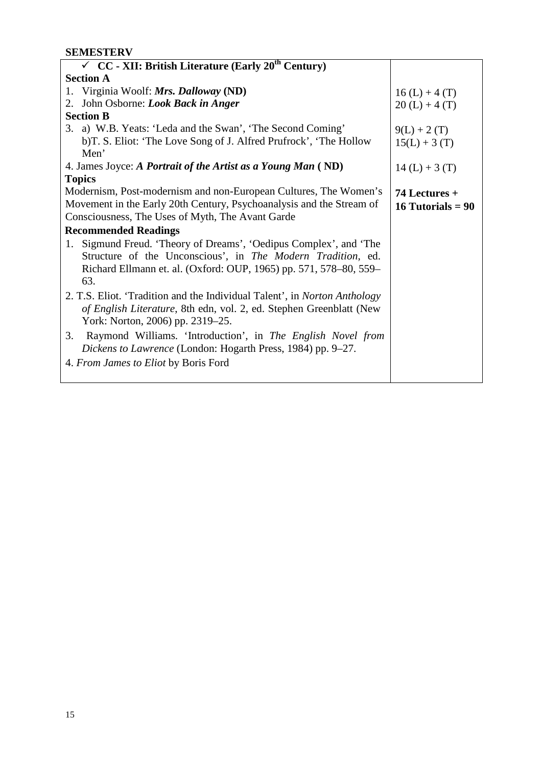**SEMESTERV**

| ✓ **CC - XII: British Literature (Early 20th Century)** | |
|---|---|
| **Section A** | |
| 1. Virginia Woolf: ***Mrs. Dalloway*** **(ND)** | 16 (L) + 4 (T) |
| 2. John Osborne: ***Look Back in Anger*** | 20 (L) + 4 (T) |
| **Section B** | |
| 3. a) W.B. Yeats: 'Leda and the Swan', 'The Second Coming' | 9(L) + 2 (T) |
| b)T. S. Eliot: 'The Love Song of J. Alfred Prufrock', 'The Hollow Men' | 15(L) + 3 (T) |
| 4. James Joyce: ***A Portrait of the Artist as a Young Man*** **( ND)** | 14 (L) + 3 (T) |
| **Topics** | |
| Modernism, Post-modernism and non-European Cultures, The Women's Movement in the Early 20th Century, Psychoanalysis and the Stream of Consciousness, The Uses of Myth, The Avant Garde | **74 Lectures + 16 Tutorials = 90** |
| **Recommended Readings** | |
| 1. Sigmund Freud. 'Theory of Dreams', 'Oedipus Complex', and 'The Structure of the Unconscious', in *The Modern Tradition*, ed. Richard Ellmann et. al. (Oxford: OUP, 1965) pp. 571, 578–80, 559–63. | |
| 2. T.S. Eliot. 'Tradition and the Individual Talent', in *Norton Anthology of English Literature*, 8th edn, vol. 2, ed. Stephen Greenblatt (New York: Norton, 2006) pp. 2319–25. | |
| 3. Raymond Williams. 'Introduction', in *The English Novel from Dickens to Lawrence* (London: Hogarth Press, 1984) pp. 9–27. | |
| 4. *From James to Eliot* by Boris Ford | |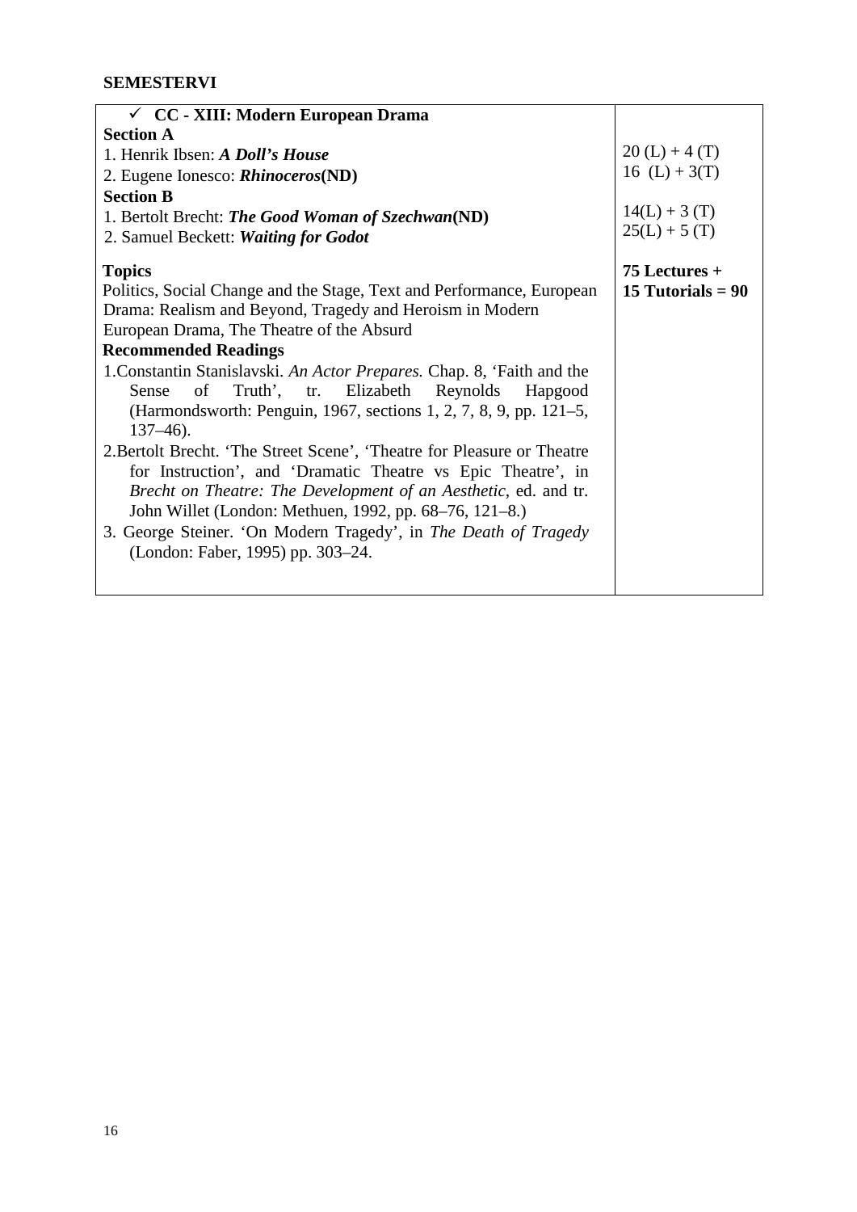**SEMESTERVI**

| ✓ **CC - XIII: Modern European Drama** | |
|---|---|
| **Section A** | |
| 1. Henrik Ibsen: ***A Doll's House*** | 20 (L) + 4 (T) |
| 2. Eugene Ionesco: ***Rhinoceros*****(ND)** | 16 (L) + 3(T) |
| **Section B** | |
| 1. Bertolt Brecht: ***The Good Woman of Szechwan*****(ND)** | 14(L) + 3 (T) |
| 2. Samuel Beckett: ***Waiting for Godot*** | 25(L) + 5 (T) |
| **Topics**<br>Politics, Social Change and the Stage, Text and Performance, European Drama: Realism and Beyond, Tragedy and Heroism in Modern European Drama, The Theatre of the Absurd | **75 Lectures + 15 Tutorials = 90** |
| **Recommended Readings**<br>1.Constantin Stanislavski. *An Actor Prepares.* Chap. 8, 'Faith and the Sense of Truth', tr. Elizabeth Reynolds Hapgood (Harmondsworth: Penguin, 1967, sections 1, 2, 7, 8, 9, pp. 121–5, 137–46).<br>2.Bertolt Brecht. 'The Street Scene', 'Theatre for Pleasure or Theatre for Instruction', and 'Dramatic Theatre vs Epic Theatre', in *Brecht on Theatre: The Development of an Aesthetic*, ed. and tr. John Willet (London: Methuen, 1992, pp. 68–76, 121–8.)<br>3. George Steiner. 'On Modern Tragedy', in *The Death of Tragedy* (London: Faber, 1995) pp. 303–24. | |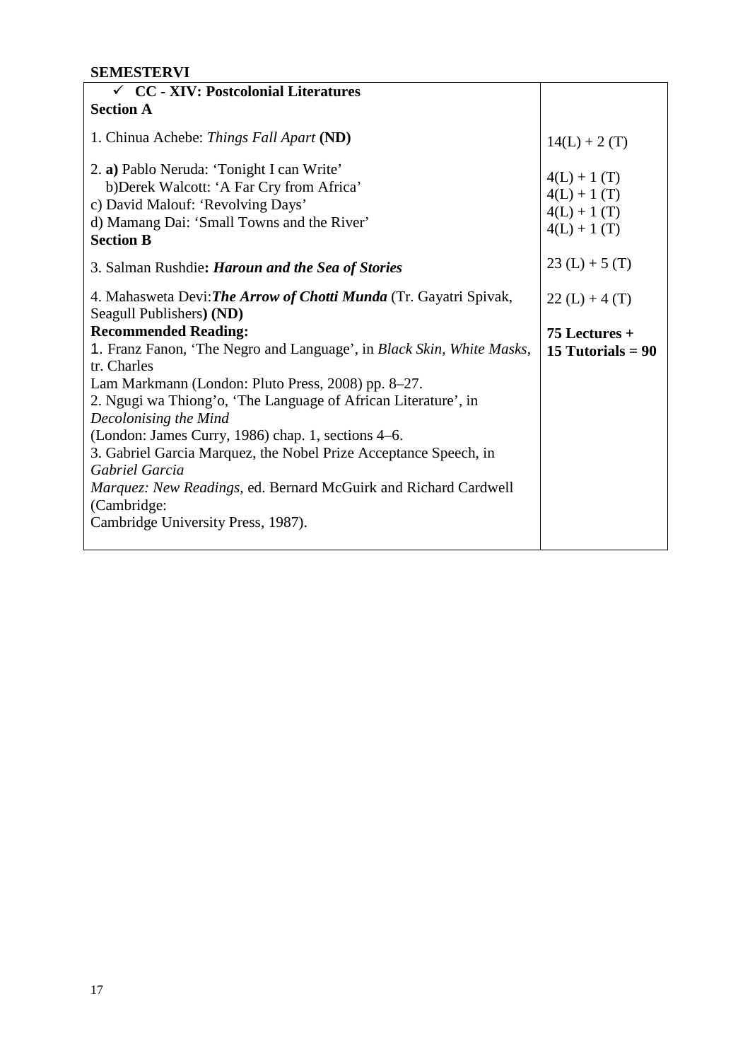**SEMESTERVI**

| ✓ **CC - XIV: Postcolonial Literatures** | |
|---|---|
| **Section A** | |
| 1. Chinua Achebe: *Things Fall Apart* **(ND)** | 14(L) + 2 (T) |
| 2. **a)** Pablo Neruda: 'Tonight I can Write' | 4(L) + 1 (T) |
| b)Derek Walcott: 'A Far Cry from Africa' | 4(L) + 1 (T) |
| c) David Malouf: 'Revolving Days' | 4(L) + 1 (T) |
| d) Mamang Dai: 'Small Towns and the River' | 4(L) + 1 (T) |
| **Section B** | |
| 3. Salman Rushdie**: *Haroun and the Sea of Stories*** | 23 (L) + 5 (T) |
| 4. Mahasweta Devi:***The Arrow of Chotti Munda*** (Tr. Gayatri Spivak, Seagull Publishers**) (ND)** | 22 (L) + 4 (T) |
| **Recommended Reading:** | **75 Lectures + 15 Tutorials = 90** |
| 1. Franz Fanon, 'The Negro and Language', in *Black Skin, White Masks*, tr. Charles Lam Markmann (London: Pluto Press, 2008) pp. 8–27. | |
| 2. Ngugi wa Thiong'o, 'The Language of African Literature', in *Decolonising the Mind* (London: James Curry, 1986) chap. 1, sections 4–6. | |
| 3. Gabriel Garcia Marquez, the Nobel Prize Acceptance Speech, in *Gabriel Garcia Marquez: New Readings*, ed. Bernard McGuirk and Richard Cardwell (Cambridge: Cambridge University Press, 1987). | |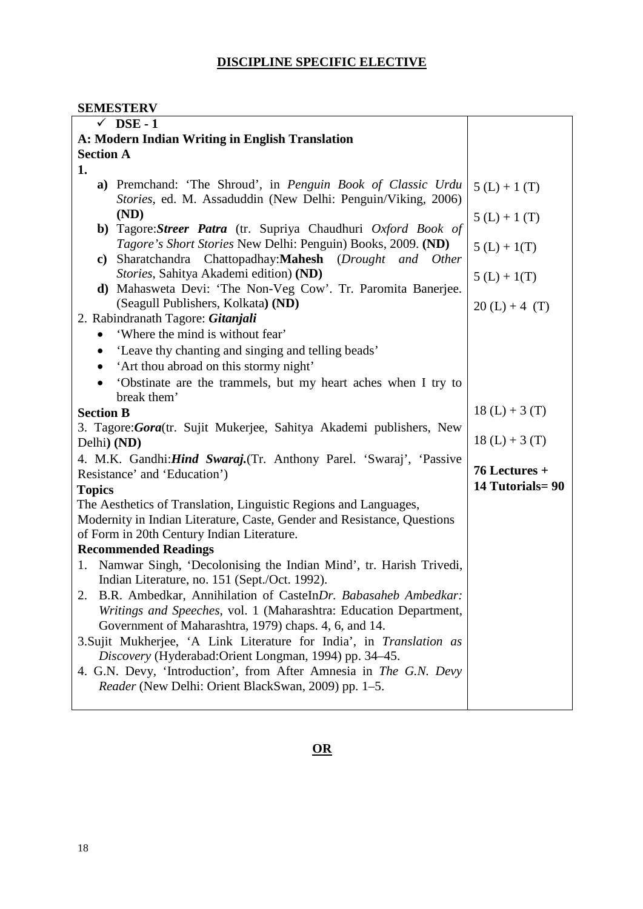## DISCIPLINE SPECIFIC ELECTIVE

**SEMESTERV**

| ✓ **DSE - 1** | |
|---|---|
| **A: Modern Indian Writing in English Translation** | |
| **Section A** | |
| **1.** | |
| **a)** Premchand: 'The Shroud', in *Penguin Book of Classic Urdu Stories*, ed. M. Assaduddin (New Delhi: Penguin/Viking, 2006) **(ND)** | 5 (L) + 1 (T) |
| **b)** Tagore:***Streer Patra*** (tr. Supriya Chaudhuri *Oxford Book of Tagore's Short Stories* New Delhi: Penguin) Books, 2009. **(ND)** | 5 (L) + 1 (T) |
| **c)** Sharatchandra Chattopadhay:**Mahesh** (*Drought and Other Stories*, Sahitya Akademi edition) **(ND)** | 5 (L) + 1(T) |
| **d)** Mahasweta Devi: 'The Non-Veg Cow'. Tr. Paromita Banerjee. (Seagull Publishers, Kolkata**) (ND)** | 5 (L) + 1(T) |
| 2. Rabindranath Tagore: ***Gitanjali*** <br>• 'Where the mind is without fear' <br>• 'Leave thy chanting and singing and telling beads' <br>• 'Art thou abroad on this stormy night' <br>• 'Obstinate are the trammels, but my heart aches when I try to break them' | 20 (L) + 4 (T) |
| **Section B** | |
| 3. Tagore:***Gora***(tr. Sujit Mukerjee, Sahitya Akademi publishers, New Delhi**) (ND)** | 18 (L) + 3 (T) |
| 4. M.K. Gandhi:***Hind Swaraj.***(Tr. Anthony Parel. 'Swaraj', 'Passive Resistance' and 'Education') | 18 (L) + 3 (T) |
| **Topics** <br>The Aesthetics of Translation, Linguistic Regions and Languages, Modernity in Indian Literature, Caste, Gender and Resistance, Questions of Form in 20th Century Indian Literature. | **76 Lectures + 14 Tutorials= 90** |
| **Recommended Readings** <br>1. Namwar Singh, 'Decolonising the Indian Mind', tr. Harish Trivedi, Indian Literature, no. 151 (Sept./Oct. 1992). <br>2. B.R. Ambedkar, Annihilation of CasteIn*Dr. Babasaheb Ambedkar: Writings and Speeches*, vol. 1 (Maharashtra: Education Department, Government of Maharashtra, 1979) chaps. 4, 6, and 14. <br>3.Sujit Mukherjee, 'A Link Literature for India', in *Translation as Discovery* (Hyderabad:Orient Longman, 1994) pp. 34–45. <br>4. G.N. Devy, 'Introduction', from After Amnesia in *The G.N. Devy Reader* (New Delhi: Orient BlackSwan, 2009) pp. 1–5. | |

**OR**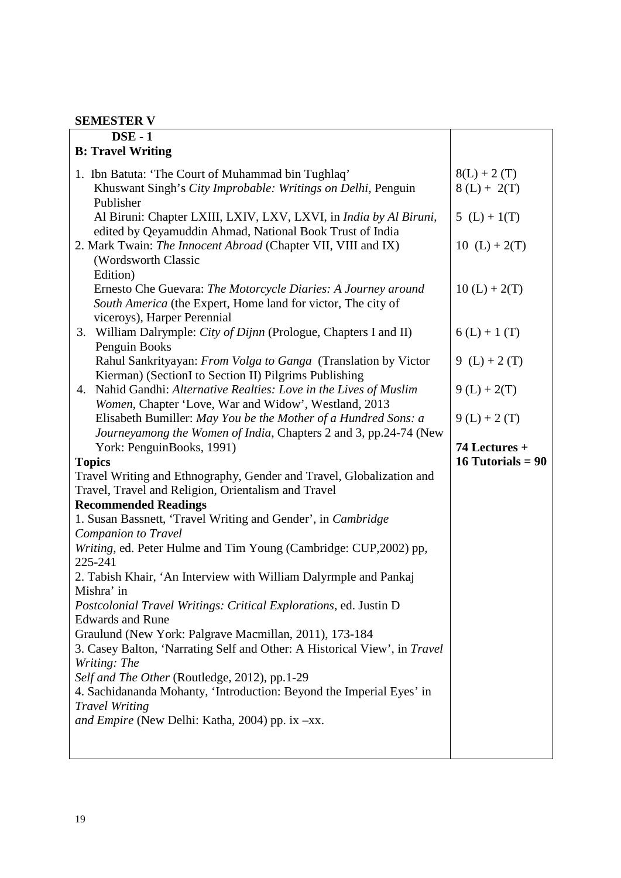## SEMESTER V

| **DSE - 1**<br>**B: Travel Writing** | |
|---|---|
| 1. Ibn Batuta: 'The Court of Muhammad bin Tughlaq' | 8(L) + 2 (T) |
| Khuswant Singh's *City Improbable: Writings on Delhi*, Penguin Publisher | 8 (L) + 2(T) |
| Al Biruni: Chapter LXIII, LXIV, LXV, LXVI, in *India by Al Biruni*, edited by Qeyamuddin Ahmad, National Book Trust of India | 5 (L) + 1(T) |
| 2. Mark Twain: *The Innocent Abroad* (Chapter VII, VIII and IX) (Wordsworth Classic Edition) | 10 (L) + 2(T) |
| Ernesto Che Guevara: *The Motorcycle Diaries: A Journey around South America* (the Expert, Home land for victor, The city of viceroys), Harper Perennial | 10 (L) + 2(T) |
| 3. William Dalrymple: *City of Dijnn* (Prologue, Chapters I and II) Penguin Books | 6 (L) + 1 (T) |
| Rahul Sankrityayan: *From Volga to Ganga* (Translation by Victor Kierman) (SectionI to Section II) Pilgrims Publishing | 9 (L) + 2 (T) |
| 4. Nahid Gandhi: *Alternative Realties: Love in the Lives of Muslim Women*, Chapter 'Love, War and Widow', Westland, 2013 | 9 (L) + 2(T) |
| Elisabeth Bumiller: *May You be the Mother of a Hundred Sons: a Journeyamong the Women of India*, Chapters 2 and 3, pp.24-74 (New York: PenguinBooks, 1991) | 9 (L) + 2 (T)<br><br>**74 Lectures + 16 Tutorials = 90** |
| **Topics**<br>Travel Writing and Ethnography, Gender and Travel, Globalization and Travel, Travel and Religion, Orientalism and Travel | |
| **Recommended Readings**<br>1. Susan Bassnett, 'Travel Writing and Gender', in *Cambridge Companion to Travel Writing*, ed. Peter Hulme and Tim Young (Cambridge: CUP,2002) pp, 225-241<br>2. Tabish Khair, 'An Interview with William Dalyrmple and Pankaj Mishra' in *Postcolonial Travel Writings: Critical Explorations*, ed. Justin D Edwards and Rune Graulund (New York: Palgrave Macmillan, 2011), 173-184<br>3. Casey Balton, 'Narrating Self and Other: A Historical View', in *Travel Writing: The Self and The Other* (Routledge, 2012), pp.1-29<br>4. Sachidananda Mohanty, 'Introduction: Beyond the Imperial Eyes' in *Travel Writing and Empire* (New Delhi: Katha, 2004) pp. ix –xx. | |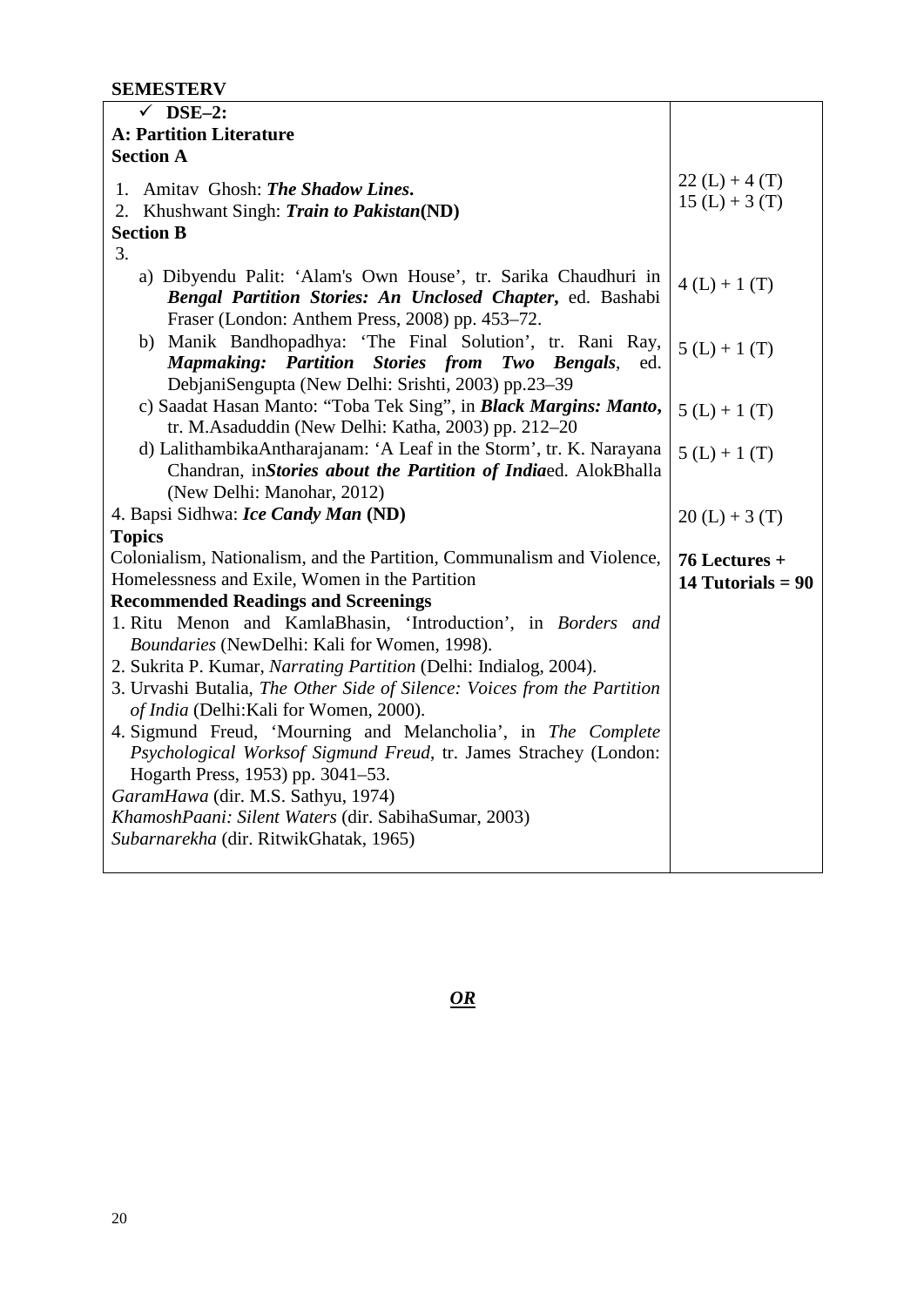**SEMESTERV**

| ✓ **DSE–2:**<br>**A: Partition Literature**<br>**Section A** | |
|---|---|
| 1. Amitav Ghosh: ***The Shadow Lines*.** | 22 (L) + 4 (T) |
| 2. Khushwant Singh: ***Train to Pakistan*(ND)** | 15 (L) + 3 (T) |
| **Section B**<br>3. | |
| a) Dibyendu Palit: 'Alam's Own House', tr. Sarika Chaudhuri in ***Bengal Partition Stories: An Unclosed Chapter*,** ed. Bashabi Fraser (London: Anthem Press, 2008) pp. 453–72. | 4 (L) + 1 (T) |
| b) Manik Bandhopadhya: 'The Final Solution', tr. Rani Ray, ***Mapmaking: Partition Stories from Two Bengals***, ed. DebjaniSengupta (New Delhi: Srishti, 2003) pp.23–39 | 5 (L) + 1 (T) |
| c) Saadat Hasan Manto: "Toba Tek Sing", in ***Black Margins: Manto*,** tr. M.Asaduddin (New Delhi: Katha, 2003) pp. 212–20 | 5 (L) + 1 (T) |
| d) LalithambikaAntharajanam: 'A Leaf in the Storm', tr. K. Narayana Chandran, in***Stories about the Partition of India***ed. AlokBhalla (New Delhi: Manohar, 2012) | 5 (L) + 1 (T) |
| 4. Bapsi Sidhwa: ***Ice Candy Man* (ND)** | 20 (L) + 3 (T) |
| **Topics**<br>Colonialism, Nationalism, and the Partition, Communalism and Violence, Homelessness and Exile, Women in the Partition | **76 Lectures +**<br>**14 Tutorials = 90** |
| **Recommended Readings and Screenings**<br>1. Ritu Menon and KamlaBhasin, 'Introduction', in *Borders and Boundaries* (NewDelhi: Kali for Women, 1998).<br>2. Sukrita P. Kumar, *Narrating Partition* (Delhi: Indialog, 2004).<br>3. Urvashi Butalia, *The Other Side of Silence: Voices from the Partition of India* (Delhi:Kali for Women, 2000).<br>4. Sigmund Freud, 'Mourning and Melancholia', in *The Complete Psychological Worksof Sigmund Freud*, tr. James Strachey (London: Hogarth Press, 1953) pp. 3041–53.<br>*GaramHawa* (dir. M.S. Sathyu, 1974)<br>*KhamoshPaani: Silent Waters* (dir. SabihaSumar, 2003)<br>*Subarnarekha* (dir. RitwikGhatak, 1965) | |

***OR***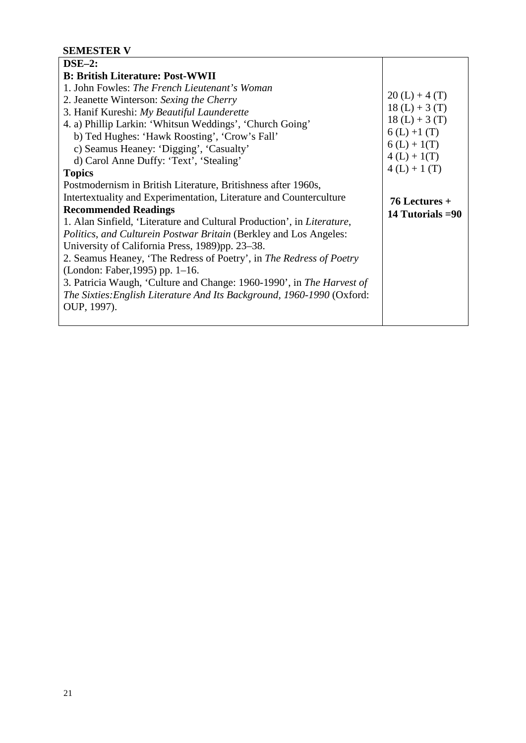## SEMESTER V

| DSE–2: **B: British Literature: Post-WWII** | |
|---|---|
| 1. John Fowles: *The French Lieutenant's Woman* | 20 (L) + 4 (T) |
| 2. Jeanette Winterson: *Sexing the Cherry* | 18 (L) + 3 (T) |
| 3. Hanif Kureshi: *My Beautiful Launderette* | 18 (L) + 3 (T) |
| 4. a) Phillip Larkin: 'Whitsun Weddings', 'Church Going' | 6 (L) +1 (T) |
| b) Ted Hughes: 'Hawk Roosting', 'Crow's Fall' | 6 (L) + 1(T) |
| c) Seamus Heaney: 'Digging', 'Casualty' | 4 (L) + 1(T) |
| d) Carol Anne Duffy: 'Text', 'Stealing' | 4 (L) + 1 (T) |
| **Topics**<br>Postmodernism in British Literature, Britishness after 1960s, Intertextuality and Experimentation, Literature and Counterculture | **76 Lectures + 14 Tutorials =90** |
| **Recommended Readings**<br>1. Alan Sinfield, 'Literature and Cultural Production', in *Literature, Politics, and Culturein Postwar Britain* (Berkley and Los Angeles: University of California Press, 1989)pp. 23–38.<br>2. Seamus Heaney, 'The Redress of Poetry', in *The Redress of Poetry* (London: Faber,1995) pp. 1–16.<br>3. Patricia Waugh, 'Culture and Change: 1960-1990', in *The Harvest of The Sixties:English Literature And Its Background, 1960-1990* (Oxford: OUP, 1997). | |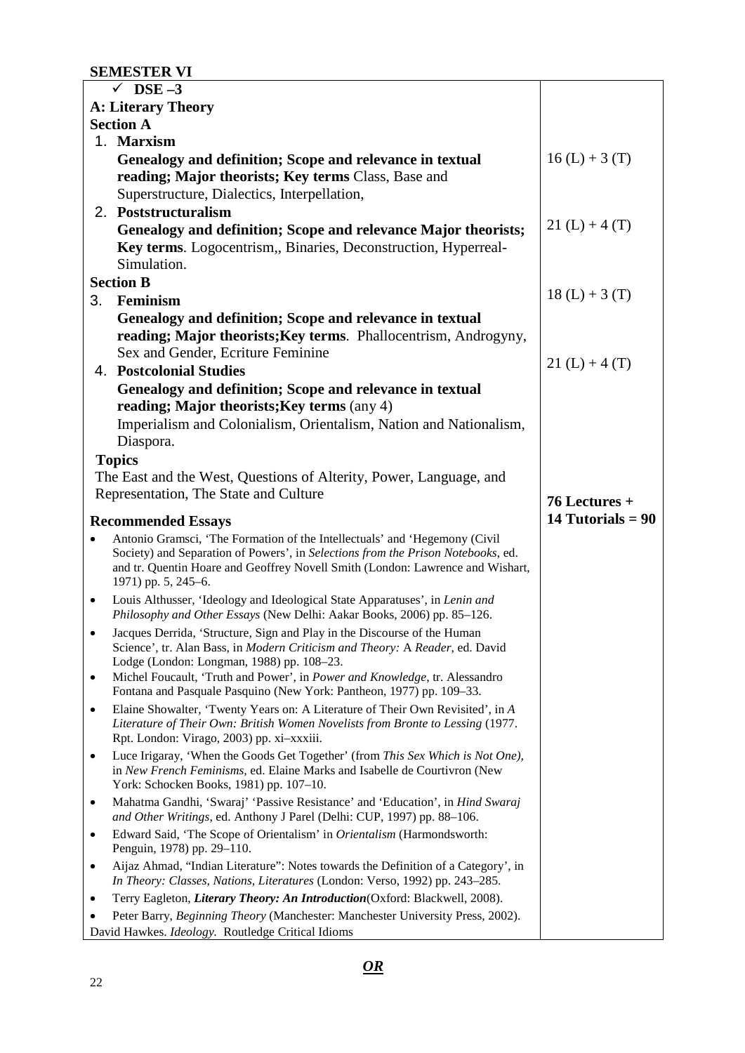## SEMESTER VI

| | |
|---|---|
| ✓ **DSE –3** | |
| **A: Literary Theory** | |
| **Section A** | |
| 1. **Marxism** **Genealogy and definition; Scope and relevance in textual reading; Major theorists; Key terms** Class, Base and Superstructure, Dialectics, Interpellation, | 16 (L) + 3 (T) |
| 2. **Poststructuralism** **Genealogy and definition; Scope and relevance Major theorists; Key terms**. Logocentrism,, Binaries, Deconstruction, Hyperreal-Simulation. | 21 (L) + 4 (T) |
| **Section B** | |
| 3. **Feminism** **Genealogy and definition; Scope and relevance in textual reading; Major theorists;Key terms**. Phallocentrism, Androgyny, Sex and Gender, Ecriture Feminine | 18 (L) + 3 (T) |
| 4. **Postcolonial Studies** **Genealogy and definition; Scope and relevance in textual reading; Major theorists;Key terms** (any 4) Imperialism and Colonialism, Orientalism, Nation and Nationalism, Diaspora. | 21 (L) + 4 (T) |
| **Topics** The East and the West, Questions of Alterity, Power, Language, and Representation, The State and Culture | **76 Lectures + 14 Tutorials = 90** |

**Recommended Essays**

- Antonio Gramsci, 'The Formation of the Intellectuals' and 'Hegemony (Civil Society) and Separation of Powers', in *Selections from the Prison Notebooks*, ed. and tr. Quentin Hoare and Geoffrey Novell Smith (London: Lawrence and Wishart, 1971) pp. 5, 245–6.
- Louis Althusser, 'Ideology and Ideological State Apparatuses', in *Lenin and Philosophy and Other Essays* (New Delhi: Aakar Books, 2006) pp. 85–126.
- Jacques Derrida, 'Structure, Sign and Play in the Discourse of the Human Science', tr. Alan Bass, in *Modern Criticism and Theory:* A *Reader,* ed. David Lodge (London: Longman, 1988) pp. 108–23.
- Michel Foucault, 'Truth and Power', in *Power and Knowledge*, tr. Alessandro Fontana and Pasquale Pasquino (New York: Pantheon, 1977) pp. 109–33.
- Elaine Showalter, 'Twenty Years on: A Literature of Their Own Revisited', in *A Literature of Their Own: British Women Novelists from Bronte to Lessing* (1977. Rpt. London: Virago, 2003) pp. xi–xxxiii.
- Luce Irigaray, 'When the Goods Get Together' (from *This Sex Which is Not One),* in *New French Feminisms*, ed. Elaine Marks and Isabelle de Courtivron (New York: Schocken Books, 1981) pp. 107–10.
- Mahatma Gandhi, 'Swaraj' 'Passive Resistance' and 'Education', in *Hind Swaraj and Other Writings*, ed. Anthony J Parel (Delhi: CUP, 1997) pp. 88–106.
- Edward Said, 'The Scope of Orientalism' in *Orientalism* (Harmondsworth: Penguin, 1978) pp. 29–110.
- Aijaz Ahmad, "Indian Literature": Notes towards the Definition of a Category', in *In Theory: Classes, Nations, Literatures* (London: Verso, 1992) pp. 243–285.
- Terry Eagleton, ***Literary Theory: An Introduction***(Oxford: Blackwell, 2008).
- Peter Barry, *Beginning Theory* (Manchester: Manchester University Press, 2002).

David Hawkes. *Ideology.* Routledge Critical Idioms

***OR***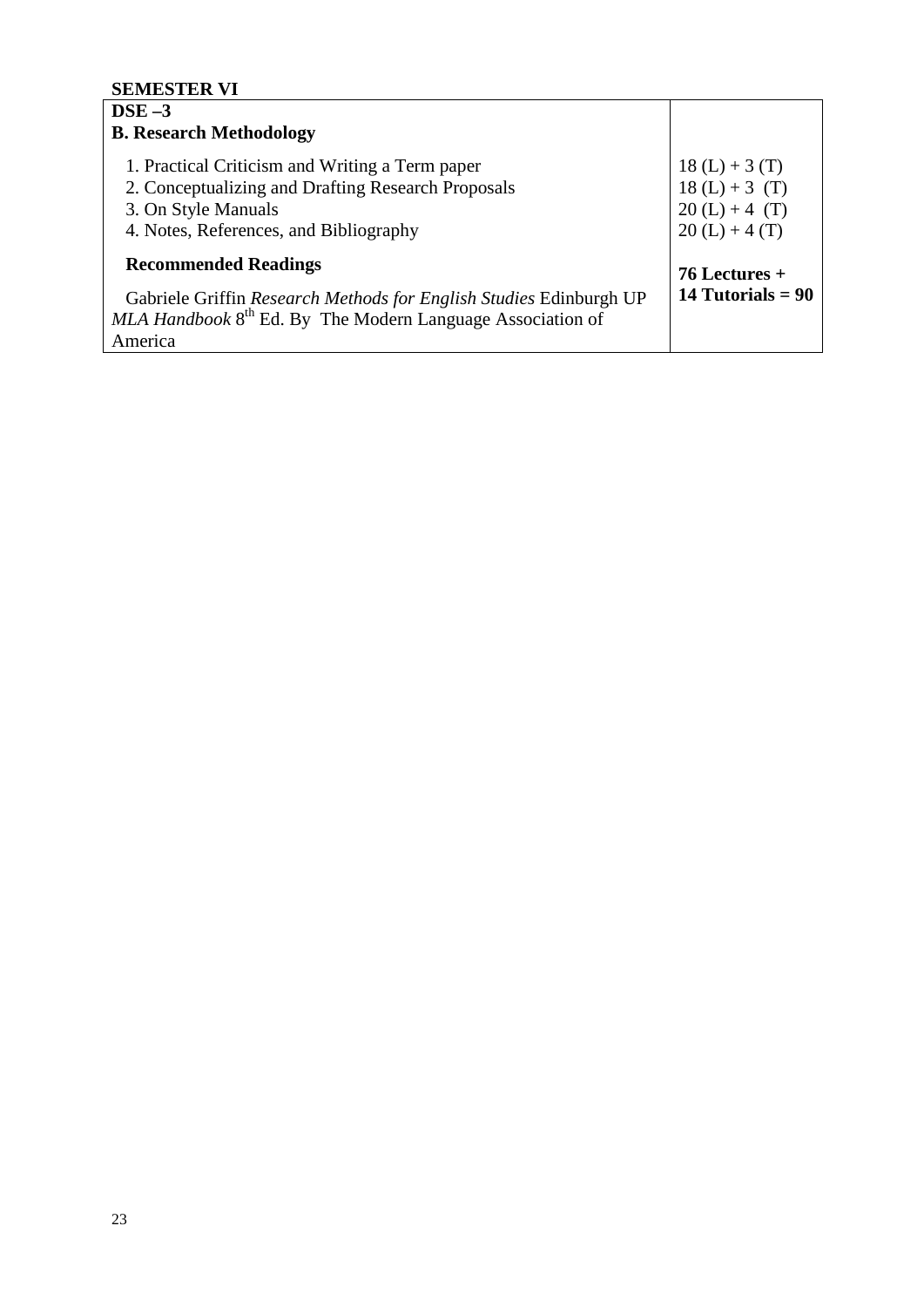**SEMESTER VI**

| **DSE –3**<br>**B. Research Methodology** | |
|---|---|
| 1. Practical Criticism and Writing a Term paper | 18 (L) + 3 (T) |
| 2. Conceptualizing and Drafting Research Proposals | 18 (L) + 3 (T) |
| 3. On Style Manuals | 20 (L) + 4 (T) |
| 4. Notes, References, and Bibliography | 20 (L) + 4 (T) |
| **Recommended Readings**<br>Gabriele Griffin *Research Methods for English Studies* Edinburgh UP<br>*MLA Handbook* 8th Ed. By The Modern Language Association of America | **76 Lectures + 14 Tutorials = 90** |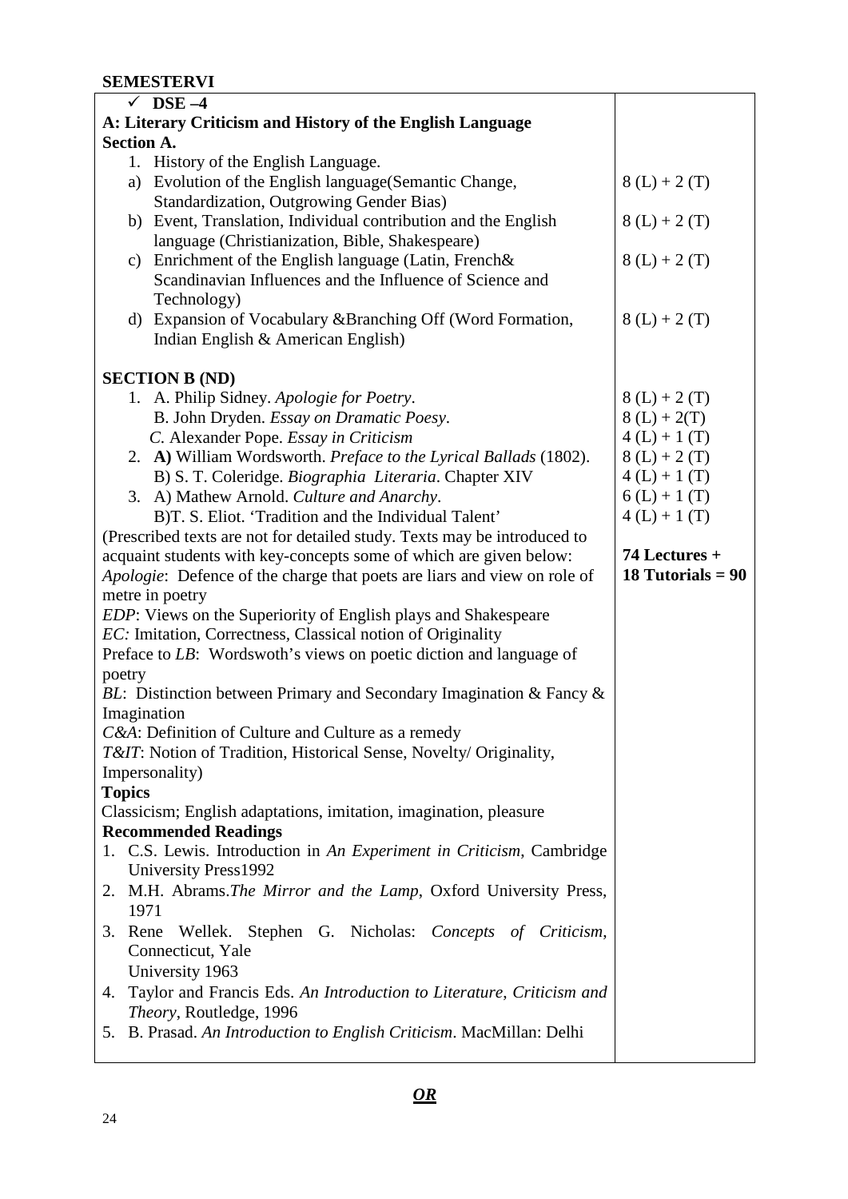**SEMESTERVI**

| ✓ **DSE –4**<br>**A: Literary Criticism and History of the English Language**<br>**Section A.** | |
|---|---|
| 1. History of the English Language. | |
| a) Evolution of the English language(Semantic Change, Standardization, Outgrowing Gender Bias) | 8 (L) + 2 (T) |
| b) Event, Translation, Individual contribution and the English language (Christianization, Bible, Shakespeare) | 8 (L) + 2 (T) |
| c) Enrichment of the English language (Latin, French& Scandinavian Influences and the Influence of Science and Technology) | 8 (L) + 2 (T) |
| d) Expansion of Vocabulary &Branching Off (Word Formation, Indian English & American English) | 8 (L) + 2 (T) |
| **SECTION B (ND)** | |
| 1. A. Philip Sidney. *Apologie for Poetry*. | 8 (L) + 2 (T) |
| B. John Dryden. *Essay on Dramatic Poesy*. | 8 (L) + 2(T) |
| *C.* Alexander Pope. *Essay in Criticism* | 4 (L) + 1 (T) |
| 2. **A)** William Wordsworth. *Preface to the Lyrical Ballads* (1802). | 8 (L) + 2 (T) |
| B) S. T. Coleridge. *Biographia Literaria*. Chapter XIV | 4 (L) + 1 (T) |
| 3. A) Mathew Arnold. *Culture and Anarchy*. | 6 (L) + 1 (T) |
| B)T. S. Eliot. 'Tradition and the Individual Talent' | 4 (L) + 1 (T) |
| (Prescribed texts are not for detailed study. Texts may be introduced to acquaint students with key-concepts some of which are given below:<br>*Apologie*: Defence of the charge that poets are liars and view on role of metre in poetry<br>*EDP*: Views on the Superiority of English plays and Shakespeare<br>*EC:* Imitation, Correctness, Classical notion of Originality<br>Preface to *LB*: Wordswoth's views on poetic diction and language of poetry<br>*BL*: Distinction between Primary and Secondary Imagination & Fancy & Imagination<br>*C&A*: Definition of Culture and Culture as a remedy<br>*T&IT*: Notion of Tradition, Historical Sense, Novelty/ Originality, Impersonality) | **74 Lectures +**<br>**18 Tutorials = 90** |
| **Topics**<br>Classicism; English adaptations, imitation, imagination, pleasure | |
| **Recommended Readings**<br>1. C.S. Lewis. Introduction in *An Experiment in Criticism*, Cambridge University Press1992<br>2. M.H. Abrams.*The Mirror and the Lamp*, Oxford University Press, 1971<br>3. Rene Wellek. Stephen G. Nicholas: *Concepts of Criticism*, Connecticut, Yale University 1963<br>4. Taylor and Francis Eds. *An Introduction to Literature, Criticism and Theory*, Routledge, 1996<br>5. B. Prasad. *An Introduction to English Criticism*. MacMillan: Delhi | |

***OR***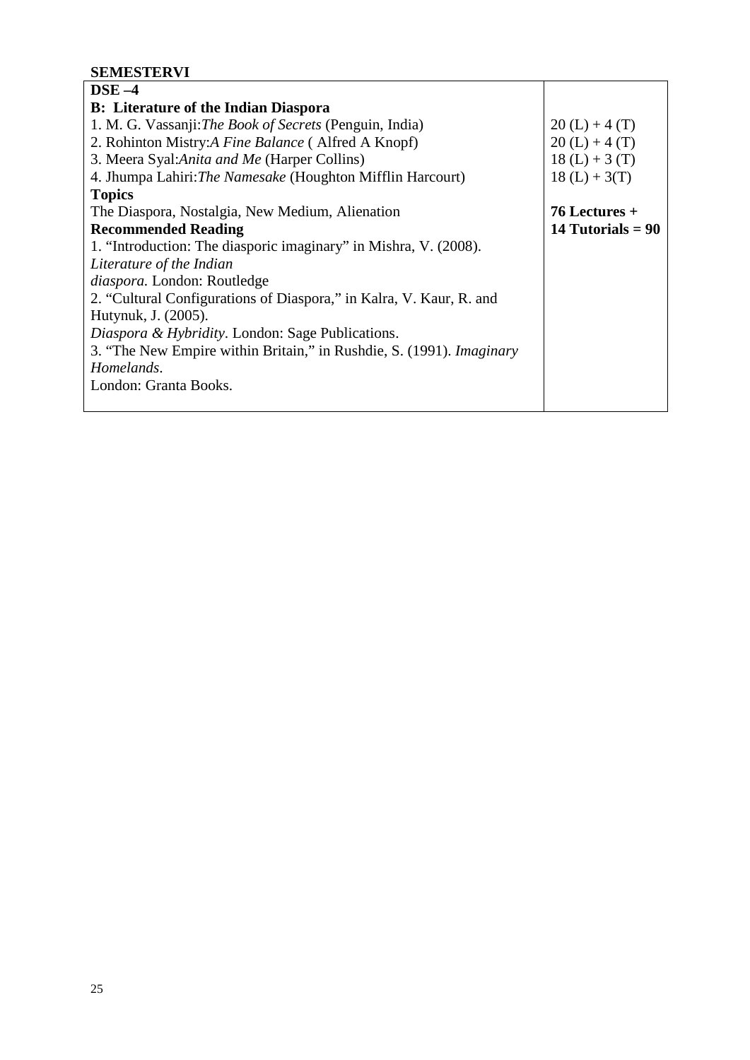**SEMESTERVI**

| **DSE –4**<br>**B: Literature of the Indian Diaspora** | |
|---|---|
| 1. M. G. Vassanji:*The Book of Secrets* (Penguin, India) | 20 (L) + 4 (T) |
| 2. Rohinton Mistry:*A Fine Balance* ( Alfred A Knopf) | 20 (L) + 4 (T) |
| 3. Meera Syal:*Anita and Me* (Harper Collins) | 18 (L) + 3 (T) |
| 4. Jhumpa Lahiri:*The Namesake* (Houghton Mifflin Harcourt) | 18 (L) + 3(T) |
| **Topics** | |
| The Diaspora, Nostalgia, New Medium, Alienation | **76 Lectures +** |
| **Recommended Reading** | **14 Tutorials = 90** |
| 1. "Introduction: The diasporic imaginary" in Mishra, V. (2008). *Literature of the Indian diaspora*. London: Routledge<br>2. "Cultural Configurations of Diaspora," in Kalra, V. Kaur, R. and Hutynuk, J. (2005). *Diaspora & Hybridity*. London: Sage Publications.<br>3. "The New Empire within Britain," in Rushdie, S. (1991). *Imaginary Homelands*. London: Granta Books. | |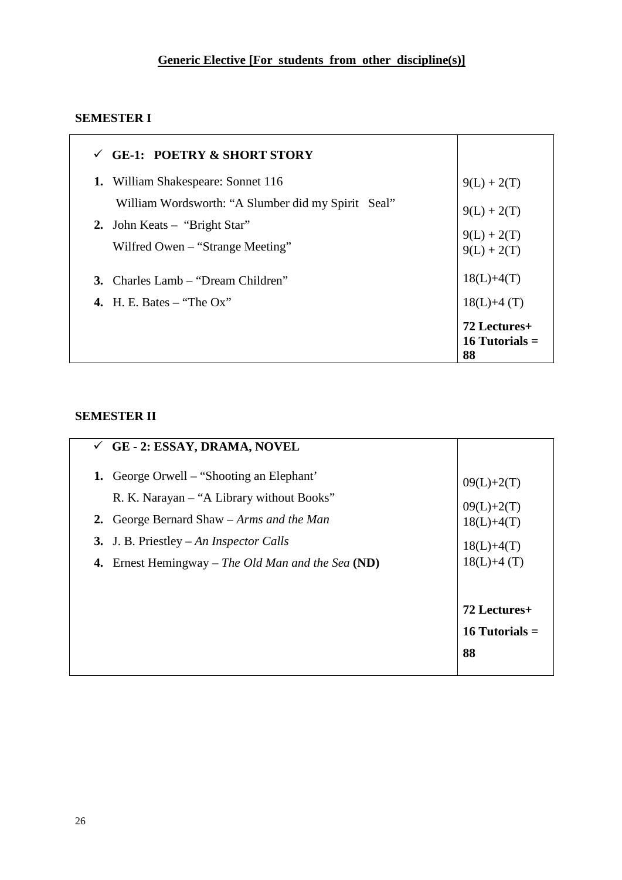## Generic Elective [For students from other discipline(s)]

### SEMESTER I

| ✓ **GE-1: POETRY & SHORT STORY** | |
|---|---|
| **1.** William Shakespeare: Sonnet 116 | 9(L) + 2(T) |
| William Wordsworth: "A Slumber did my Spirit Seal" | 9(L) + 2(T) |
| **2.** John Keats – "Bright Star" | 9(L) + 2(T) |
| Wilfred Owen – "Strange Meeting" | 9(L) + 2(T) |
| **3.** Charles Lamb – "Dream Children" | 18(L)+4(T) |
| **4.** H. E. Bates – "The Ox" | 18(L)+4 (T) |
| | **72 Lectures+ 16 Tutorials = 88** |

### SEMESTER II

| ✓ **GE - 2: ESSAY, DRAMA, NOVEL** | |
|---|---|
| **1.** George Orwell – "Shooting an Elephant' | 09(L)+2(T) |
| R. K. Narayan – "A Library without Books" | 09(L)+2(T) |
| **2.** George Bernard Shaw – *Arms and the Man* | 18(L)+4(T) |
| **3.** J. B. Priestley – *An Inspector Calls* | 18(L)+4(T) |
| **4.** Ernest Hemingway – *The Old Man and the Sea* **(ND)** | 18(L)+4 (T) |
| | **72 Lectures+ 16 Tutorials = 88** |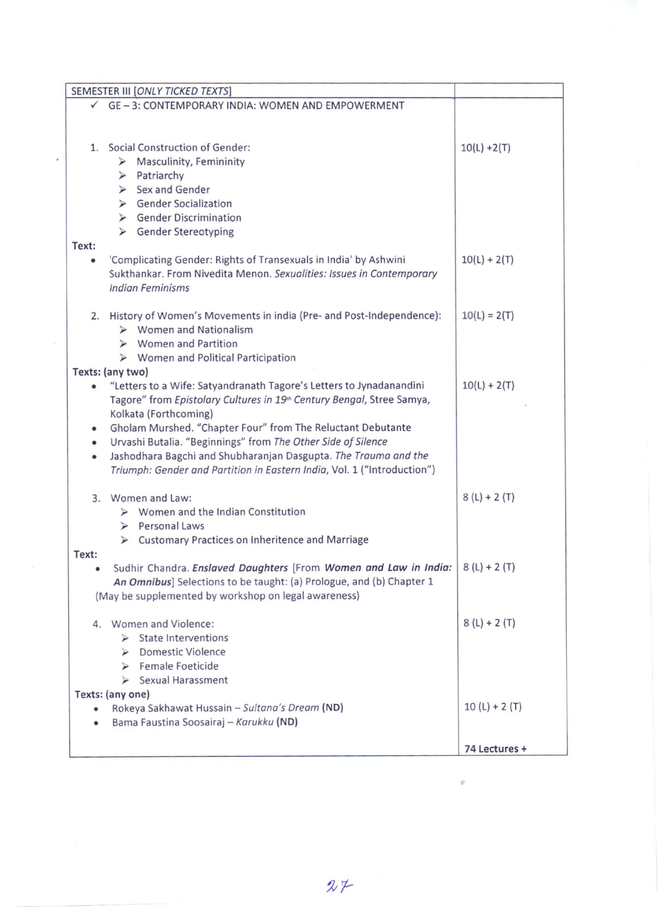| SEMESTER III [*ONLY TICKED TEXTS*] | |
|---|---|
| ✓ GE – 3: CONTEMPORARY INDIA: WOMEN AND EMPOWERMENT | |
| 1. Social Construction of Gender:<br>➢ Masculinity, Femininity<br>➢ Patriarchy<br>➢ Sex and Gender<br>➢ Gender Socialization<br>➢ Gender Discrimination<br>➢ Gender Stereotyping | 10(L) +2(T) |
| Text:<br>• 'Complicating Gender: Rights of Transexuals in India' by Ashwini Sukthankar. From Nivedita Menon. *Sexualities: Issues in Contemporary Indian Feminisms* | 10(L) + 2(T) |
| 2. History of Women's Movements in india (Pre- and Post-Independence):<br>➢ Women and Nationalism<br>➢ Women and Partition<br>➢ Women and Political Participation | 10(L) = 2(T) |
| **Texts: (any two)**<br>• "Letters to a Wife: Satyandranath Tagore's Letters to Jynadanandini Tagore" from *Epistolary Cultures in 19th Century Bengal*, Stree Samya, Kolkata (Forthcoming)<br>• Gholam Murshed. "Chapter Four" from The Reluctant Debutante<br>• Urvashi Butalia. "Beginnings" from *The Other Side of Silence*<br>• Jashodhara Bagchi and Shubharanjan Dasgupta. *The Trauma and the Triumph: Gender and Partition in Eastern India*, Vol. 1 ("Introduction") | 10(L) + 2(T) |
| 3. Women and Law:<br>➢ Women and the Indian Constitution<br>➢ Personal Laws<br>➢ Customary Practices on Inheritence and Marriage | 8 (L) + 2 (T) |
| **Text:**<br>• Sudhir Chandra. ***Enslaved Daughters*** [From ***Women and Law in India: An Omnibus***] Selections to be taught: (a) Prologue, and (b) Chapter 1<br>(May be supplemented by workshop on legal awareness) | 8 (L) + 2 (T) |
| 4. Women and Violence:<br>➢ State Interventions<br>➢ Domestic Violence<br>➢ Female Foeticide<br>➢ Sexual Harassment | 8 (L) + 2 (T) |
| **Texts: (any one)**<br>• Rokeya Sakhawat Hussain – *Sultana's Dream* **(ND)**<br>• Bama Faustina Soosairaj – *Karukku* **(ND)** | 10 (L) + 2 (T) |
| | **74 Lectures +** |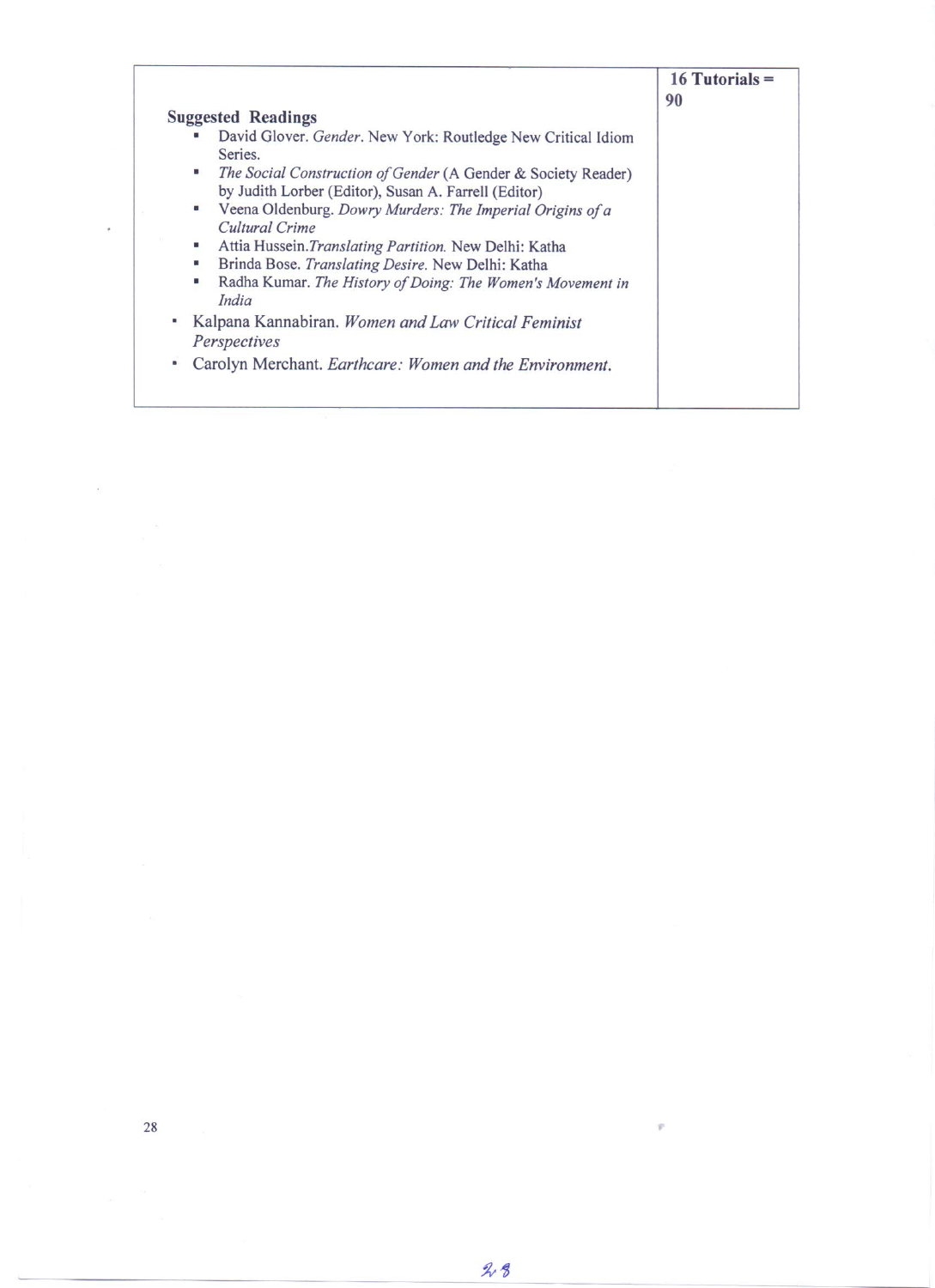| Suggested Readings<br>- David Glover. *Gender*. New York: Routledge New Critical Idiom Series.<br>- *The Social Construction of Gender* (A Gender & Society Reader) by Judith Lorber (Editor), Susan A. Farrell (Editor)<br>- Veena Oldenburg. *Dowry Murders: The Imperial Origins of a Cultural Crime*<br>- Attia Hussein.*Translating Partition.* New Delhi: Katha<br>- Brinda Bose. *Translating Desire.* New Delhi: Katha<br>- Radha Kumar. *The History of Doing: The Women's Movement in India*<br>- Kalpana Kannabiran. *Women and Law Critical Feminist Perspectives*<br>- Carolyn Merchant. *Earthcare: Women and the Environment.* | **16 Tutorials = 90** |
| --- | --- |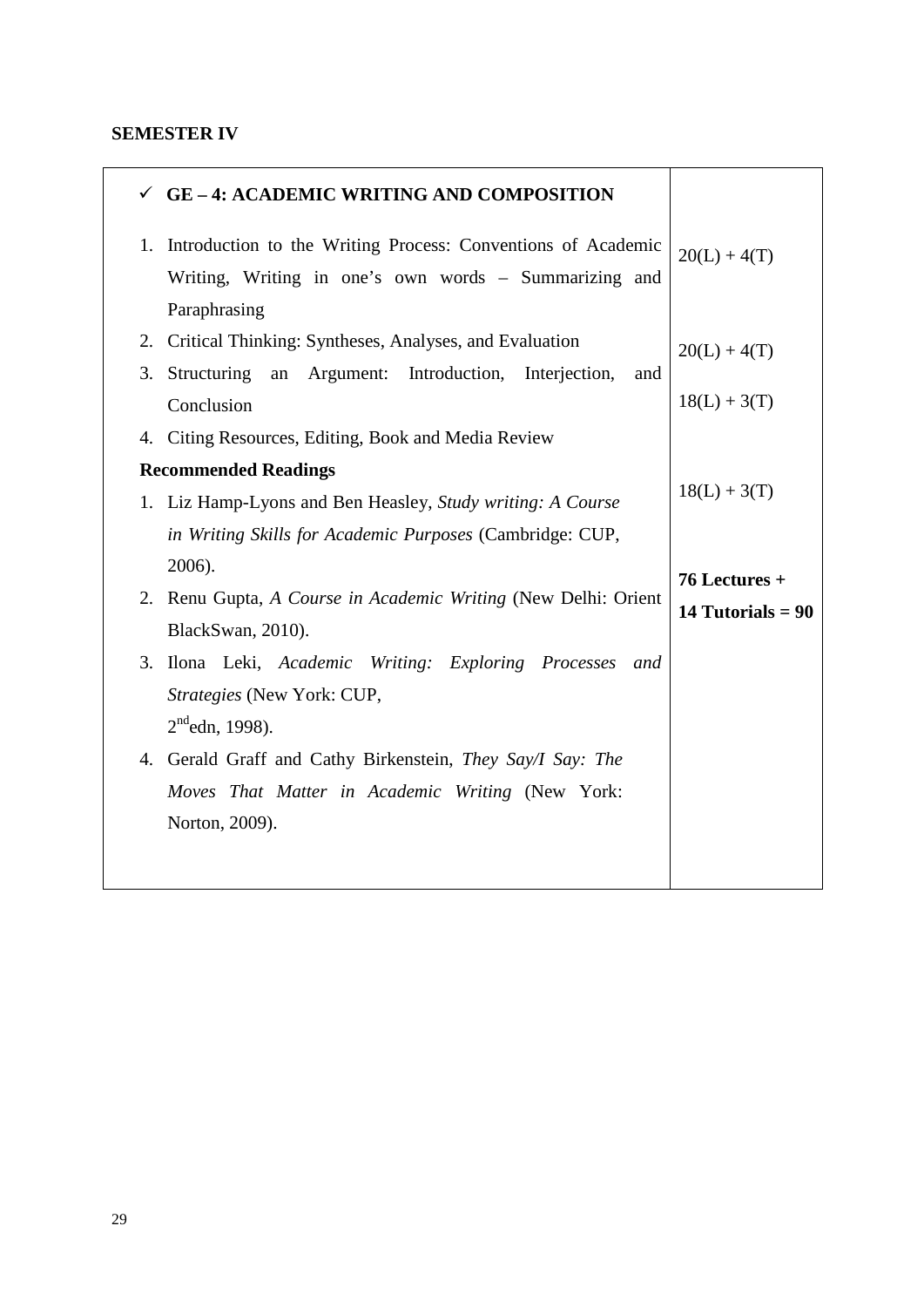## SEMESTER IV

| ✓ **GE – 4: ACADEMIC WRITING AND COMPOSITION** | |
|---|---|
| 1. Introduction to the Writing Process: Conventions of Academic Writing, Writing in one's own words – Summarizing and Paraphrasing | 20(L) + 4(T) |
| 2. Critical Thinking: Syntheses, Analyses, and Evaluation | 20(L) + 4(T) |
| 3. Structuring an Argument: Introduction, Interjection, and Conclusion | 18(L) + 3(T) |
| 4. Citing Resources, Editing, Book and Media Review | 18(L) + 3(T) |
| **Recommended Readings** | |
| 1. Liz Hamp-Lyons and Ben Heasley, *Study writing: A Course in Writing Skills for Academic Purposes* (Cambridge: CUP, 2006). | **76 Lectures + 14 Tutorials = 90** |
| 2. Renu Gupta, *A Course in Academic Writing* (New Delhi: Orient BlackSwan, 2010). | |
| 3. Ilona Leki, *Academic Writing: Exploring Processes and Strategies* (New York: CUP, 2nd edn, 1998). | |
| 4. Gerald Graff and Cathy Birkenstein, *They Say/I Say: The Moves That Matter in Academic Writing* (New York: Norton, 2009). | |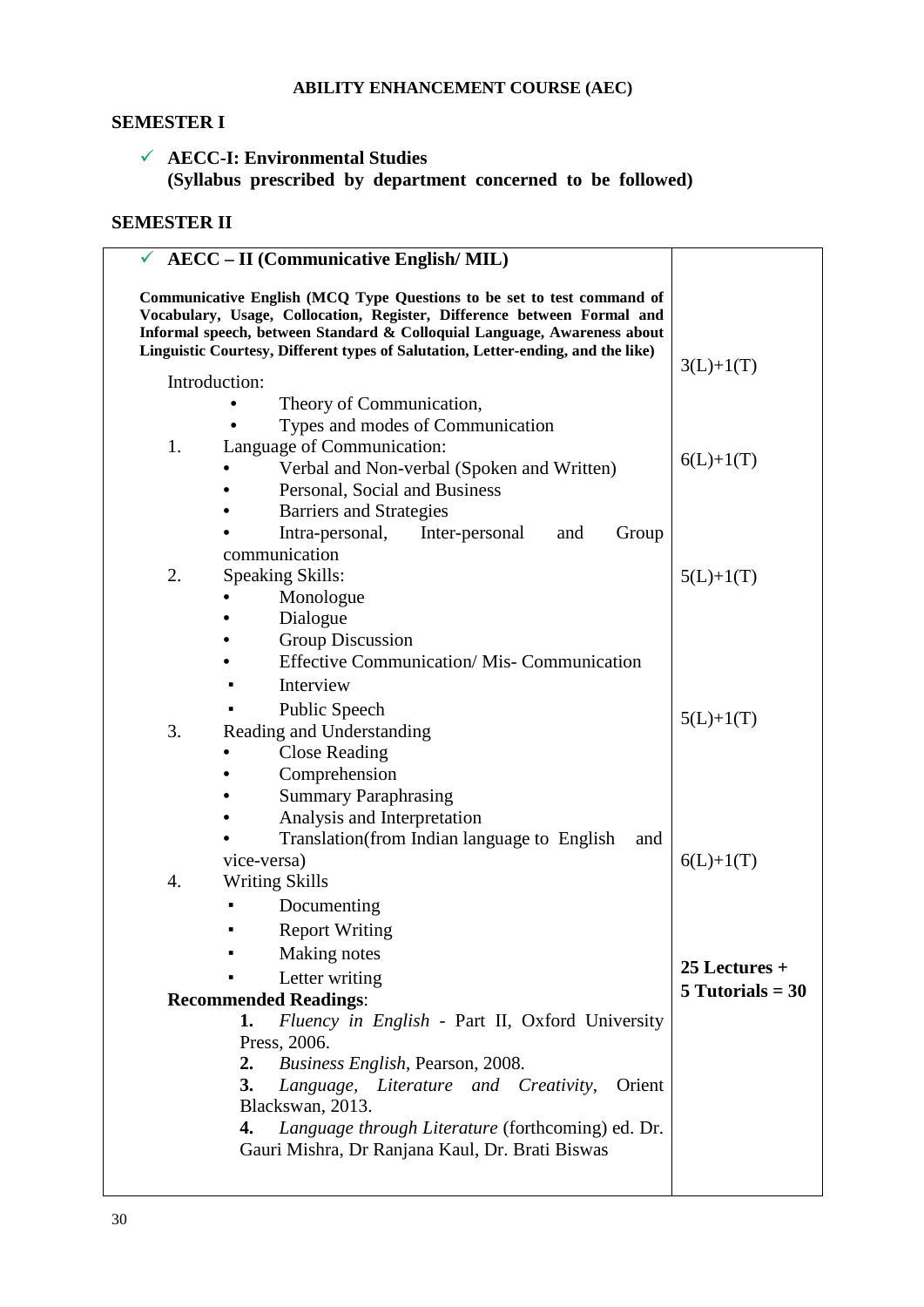## ABILITY ENHANCEMENT COURSE (AEC)

## SEMESTER I

- ✓ **AECC-I: Environmental Studies**
  **(Syllabus prescribed by department concerned to be followed)**

## SEMESTER II

| ✓ **AECC – II (Communicative English/ MIL)** | |
|---|---|
| **Communicative English (MCQ Type Questions to be set to test command of Vocabulary, Usage, Collocation, Register, Difference between Formal and Informal speech, between Standard & Colloquial Language, Awareness about Linguistic Courtesy, Different types of Salutation, Letter-ending, and the like)** | |
| Introduction:<br>• Theory of Communication,<br>• Types and modes of Communication | 3(L)+1(T) |
| 1. Language of Communication:<br>• Verbal and Non-verbal (Spoken and Written)<br>• Personal, Social and Business<br>• Barriers and Strategies<br>• Intra-personal, Inter-personal and Group communication | 6(L)+1(T) |
| 2. Speaking Skills:<br>• Monologue<br>• Dialogue<br>• Group Discussion<br>• Effective Communication/ Mis- Communication<br>▪ Interview<br>▪ Public Speech | 5(L)+1(T) |
| 3. Reading and Understanding<br>• Close Reading<br>• Comprehension<br>• Summary Paraphrasing<br>• Analysis and Interpretation<br>• Translation(from Indian language to English and vice-versa) | 5(L)+1(T) |
| 4. Writing Skills<br>▪ Documenting<br>▪ Report Writing<br>▪ Making notes<br>▪ Letter writing | 6(L)+1(T) |
| **Recommended Readings**:<br>**1.** *Fluency in English* - Part II, Oxford University Press, 2006.<br>**2.** *Business English*, Pearson, 2008.<br>**3.** *Language, Literature and Creativity*, Orient Blackswan, 2013.<br>**4.** *Language through Literature* (forthcoming) ed. Dr. Gauri Mishra, Dr Ranjana Kaul, Dr. Brati Biswas | **25 Lectures + 5 Tutorials = 30** |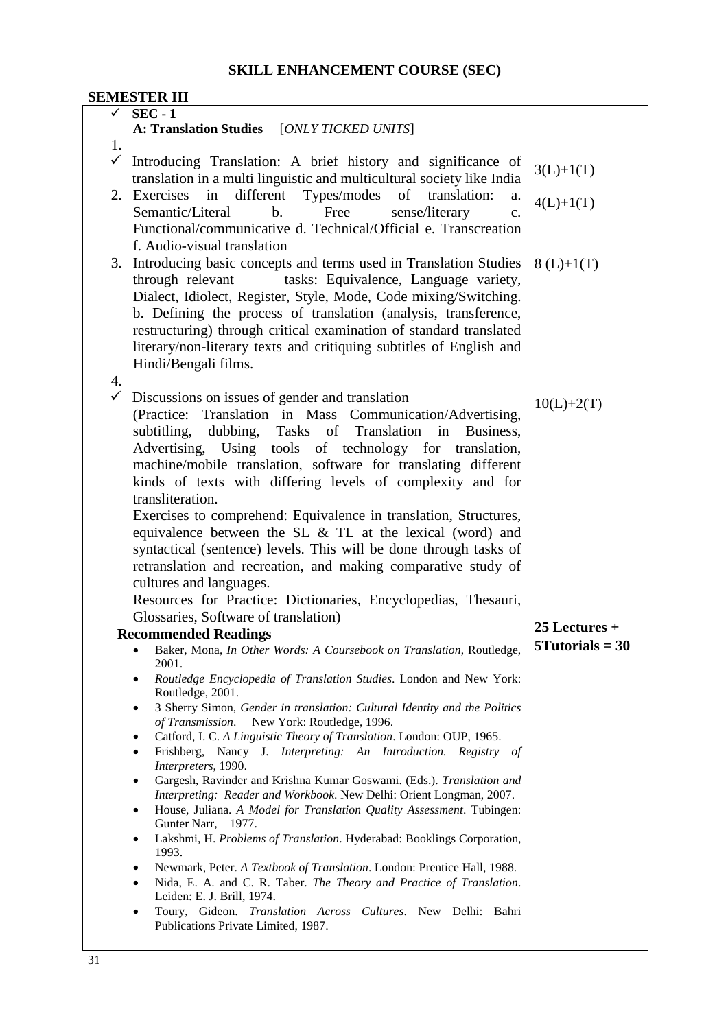# SKILL ENHANCEMENT COURSE (SEC)

## SEMESTER III

| | |
|---|---|
| ✓ **SEC - 1** **A: Translation Studies** [*ONLY TICKED UNITS*] | |
| 1. ✓ Introducing Translation: A brief history and significance of translation in a multi linguistic and multicultural society like India | 3(L)+1(T) |
| 2. Exercises in different Types/modes of translation: a. Semantic/Literal b. Free sense/literary c. Functional/communicative d. Technical/Official e. Transcreation f. Audio-visual translation | 4(L)+1(T) |
| 3. Introducing basic concepts and terms used in Translation Studies through relevant tasks: Equivalence, Language variety, Dialect, Idiolect, Register, Style, Mode, Code mixing/Switching. b. Defining the process of translation (analysis, transference, restructuring) through critical examination of standard translated literary/non-literary texts and critiquing subtitles of English and Hindi/Bengali films. | 8 (L)+1(T) |
| 4. ✓ Discussions on issues of gender and translation (Practice: Translation in Mass Communication/Advertising, subtitling, dubbing, Tasks of Translation in Business, Advertising, Using tools of technology for translation, machine/mobile translation, software for translating different kinds of texts with differing levels of complexity and for transliteration. Exercises to comprehend: Equivalence in translation, Structures, equivalence between the SL & TL at the lexical (word) and syntactical (sentence) levels. This will be done through tasks of retranslation and recreation, and making comparative study of cultures and languages. Resources for Practice: Dictionaries, Encyclopedias, Thesauri, Glossaries, Software of translation) | 10(L)+2(T) |
| **Recommended Readings** <br>• Baker, Mona, *In Other Words: A Coursebook on Translation*, Routledge, 2001. <br>• *Routledge Encyclopedia of Translation Studies*. London and New York: Routledge, 2001. <br>• 3 Sherry Simon, *Gender in translation: Cultural Identity and the Politics of Transmission*. New York: Routledge, 1996. <br>• Catford, I. C. *A Linguistic Theory of Translation*. London: OUP, 1965. <br>• Frishberg, Nancy J. *Interpreting: An Introduction. Registry of Interpreters*, 1990. <br>• Gargesh, Ravinder and Krishna Kumar Goswami. (Eds.). *Translation and Interpreting: Reader and Workbook*. New Delhi: Orient Longman, 2007. <br>• House, Juliana. *A Model for Translation Quality Assessment*. Tubingen: Gunter Narr, 1977. <br>• Lakshmi, H. *Problems of Translation*. Hyderabad: Booklings Corporation, 1993. <br>• Newmark, Peter. *A Textbook of Translation*. London: Prentice Hall, 1988. <br>• Nida, E. A. and C. R. Taber. *The Theory and Practice of Translation*. Leiden: E. J. Brill, 1974. <br>• Toury, Gideon. *Translation Across Cultures*. New Delhi: Bahri Publications Private Limited, 1987. | **25 Lectures + 5Tutorials = 30** |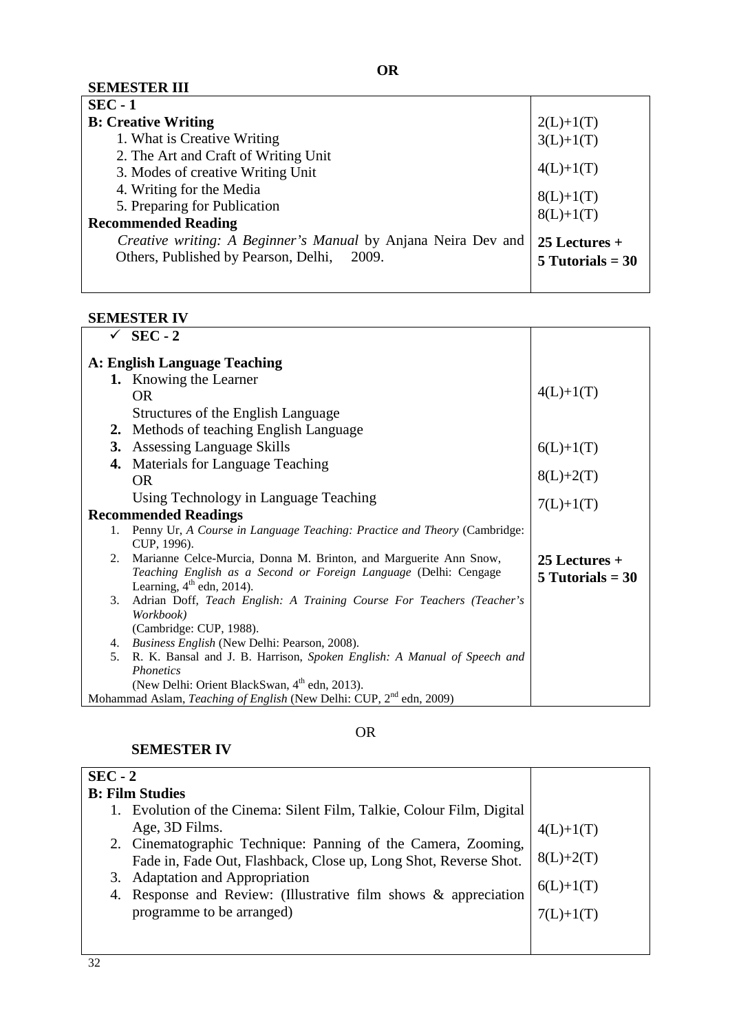**OR**

**SEMESTER III**

| **SEC - 1** | |
|---|---|
| **B: Creative Writing** | |
| 1. What is Creative Writing | 2(L)+1(T) |
| 2. The Art and Craft of Writing Unit | 3(L)+1(T) |
| 3. Modes of creative Writing Unit | 4(L)+1(T) |
| 4. Writing for the Media | 8(L)+1(T) |
| 5. Preparing for Publication | 8(L)+1(T) |
| **Recommended Reading** | |
| *Creative writing: A Beginner's Manual* by Anjana Neira Dev and Others, Published by Pearson, Delhi, 2009. | **25 Lectures + 5 Tutorials = 30** |

**SEMESTER IV**

| ✓ **SEC - 2** | |
|---|---|
| **A: English Language Teaching** | |
| **1.** Knowing the Learner OR Structures of the English Language | 4(L)+1(T) |
| **2.** Methods of teaching English Language | 6(L)+1(T) |
| **3.** Assessing Language Skills | 8(L)+2(T) |
| **4.** Materials for Language Teaching OR Using Technology in Language Teaching | 7(L)+1(T) |
| **Recommended Readings** | |
| 1. Penny Ur, *A Course in Language Teaching: Practice and Theory* (Cambridge: CUP, 1996).<br>2. Marianne Celce-Murcia, Donna M. Brinton, and Marguerite Ann Snow, *Teaching English as a Second or Foreign Language* (Delhi: Cengage Learning, 4th edn, 2014).<br>3. Adrian Doff, *Teach English: A Training Course For Teachers (Teacher's Workbook)* (Cambridge: CUP, 1988).<br>4. *Business English* (New Delhi: Pearson, 2008).<br>5. R. K. Bansal and J. B. Harrison, *Spoken English: A Manual of Speech and Phonetics* (New Delhi: Orient BlackSwan, 4th edn, 2013).<br>Mohammad Aslam, *Teaching of English* (New Delhi: CUP, 2nd edn, 2009) | **25 Lectures + 5 Tutorials = 30** |

OR

**SEMESTER IV**

| **SEC - 2** | |
|---|---|
| **B: Film Studies** | |
| 1. Evolution of the Cinema: Silent Film, Talkie, Colour Film, Digital Age, 3D Films. | 4(L)+1(T) |
| 2. Cinematographic Technique: Panning of the Camera, Zooming, Fade in, Fade Out, Flashback, Close up, Long Shot, Reverse Shot. | 8(L)+2(T) |
| 3. Adaptation and Appropriation | 6(L)+1(T) |
| 4. Response and Review: (Illustrative film shows & appreciation programme to be arranged) | 7(L)+1(T) |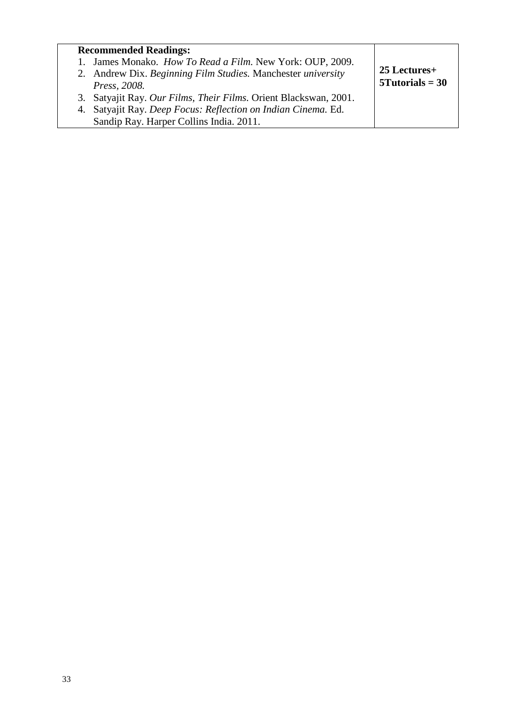| | |
|---|---|
| **Recommended Readings:**<br>1. James Monako. *How To Read a Film.* New York: OUP, 2009.<br>2. Andrew Dix. *Beginning Film Studies.* Manchester *university Press, 2008.*<br>3. Satyajit Ray. *Our Films, Their Films.* Orient Blackswan, 2001.<br>4. Satyajit Ray. *Deep Focus: Reflection on Indian Cinema.* Ed. Sandip Ray. Harper Collins India. 2011. | **25 Lectures+ 5Tutorials = 30** |